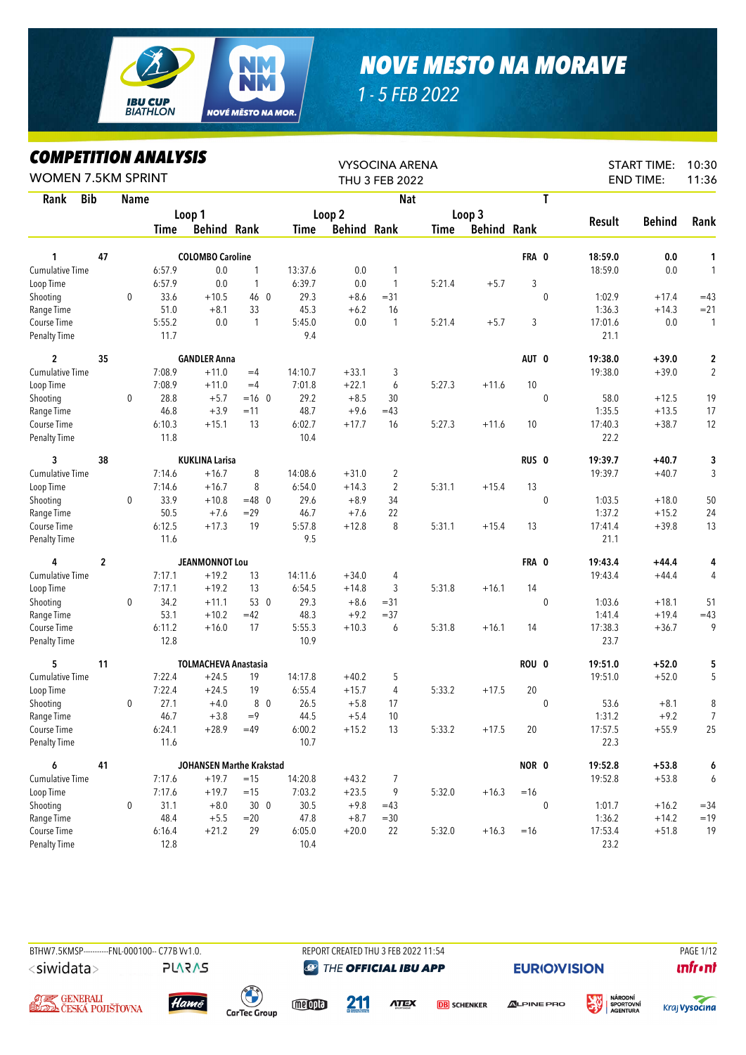# NOVE MESTO NA MORAVE

1 - 5 FEB 2022

## COMPETITION ANALYSIS

WOMEN 7.5KM SPRINT

VYSOCINA ARENA
THU 3 FEB 2022

START TIME: 10:30
END TIME: 11:36

| Rank | Bib | Name | | Loop 1 | | | Loop 2 | | | Loop 3 | | | Nat | T | Result | Behind | Rank |
|---|---|---|---|---|---|---|---|---|---|---|---|---|---|---|---|---|---|
| | | | | Time | Behind | Rank | Time | Behind | Rank | Time | Behind | Rank | | | | | |
| 1 | 47 | COLOMBO Caroline | | | | | | | | | | | FRA | 0 | 18:59.0 | 0.0 | 1 |
| Cumulative Time | | | | 6:57.9 | 0.0 | 1 | 13:37.6 | 0.0 | 1 | | | | | | 18:59.0 | 0.0 | 1 |
| Loop Time | | | | 6:57.9 | 0.0 | 1 | 6:39.7 | 0.0 | 1 | 5:21.4 | +5.7 | 3 | | | | | |
| Shooting | | | 0 | 33.6 | +10.5 | 46 0 | 29.3 | +8.6 | =31 | | | | | 0 | 1:02.9 | +17.4 | =43 |
| Range Time | | | | 51.0 | +8.1 | 33 | 45.3 | +6.2 | 16 | | | | | | 1:36.3 | +14.3 | =21 |
| Course Time | | | | 5:55.2 | 0.0 | 1 | 5:45.0 | 0.0 | 1 | 5:21.4 | +5.7 | 3 | | | 17:01.6 | 0.0 | 1 |
| Penalty Time | | | | 11.7 | | | 9.4 | | | | | | | | 21.1 | | |
| 2 | 35 | GANDLER Anna | | | | | | | | | | | AUT | 0 | 19:38.0 | +39.0 | 2 |
| Cumulative Time | | | | 7:08.9 | +11.0 | =4 | 14:10.7 | +33.1 | 3 | | | | | | 19:38.0 | +39.0 | 2 |
| Loop Time | | | | 7:08.9 | +11.0 | =4 | 7:01.8 | +22.1 | 6 | 5:27.3 | +11.6 | 10 | | | | | |
| Shooting | | | 0 | 28.8 | +5.7 | =16 0 | 29.2 | +8.5 | 30 | | | | | 0 | 58.0 | +12.5 | 19 |
| Range Time | | | | 46.8 | +3.9 | =11 | 48.7 | +9.6 | =43 | | | | | | 1:35.5 | +13.5 | 17 |
| Course Time | | | | 6:10.3 | +15.1 | 13 | 6:02.7 | +17.7 | 16 | 5:27.3 | +11.6 | 10 | | | 17:40.3 | +38.7 | 12 |
| Penalty Time | | | | 11.8 | | | 10.4 | | | | | | | | 22.2 | | |
| 3 | 38 | KUKLINA Larisa | | | | | | | | | | | RUS | 0 | 19:39.7 | +40.7 | 3 |
| Cumulative Time | | | | 7:14.6 | +16.7 | 8 | 14:08.6 | +31.0 | 2 | | | | | | 19:39.7 | +40.7 | 3 |
| Loop Time | | | | 7:14.6 | +16.7 | 8 | 6:54.0 | +14.3 | 2 | 5:31.1 | +15.4 | 13 | | | | | |
| Shooting | | | 0 | 33.9 | +10.8 | =48 0 | 29.6 | +8.9 | 34 | | | | | 0 | 1:03.5 | +18.0 | 50 |
| Range Time | | | | 50.5 | +7.6 | =29 | 46.7 | +7.6 | 22 | | | | | | 1:37.2 | +15.2 | 24 |
| Course Time | | | | 6:12.5 | +17.3 | 19 | 5:57.8 | +12.8 | 8 | 5:31.1 | +15.4 | 13 | | | 17:41.4 | +39.8 | 13 |
| Penalty Time | | | | 11.6 | | | 9.5 | | | | | | | | 21.1 | | |
| 4 | 2 | JEANMONNOT Lou | | | | | | | | | | | FRA | 0 | 19:43.4 | +44.4 | 4 |
| Cumulative Time | | | | 7:17.1 | +19.2 | 13 | 14:11.6 | +34.0 | 4 | | | | | | 19:43.4 | +44.4 | 4 |
| Loop Time | | | | 7:17.1 | +19.2 | 13 | 6:54.5 | +14.8 | 3 | 5:31.8 | +16.1 | 14 | | | | | |
| Shooting | | | 0 | 34.2 | +11.1 | 53 0 | 29.3 | +8.6 | =31 | | | | | 0 | 1:03.6 | +18.1 | 51 |
| Range Time | | | | 53.1 | +10.2 | =42 | 48.3 | +9.2 | =37 | | | | | | 1:41.4 | +19.4 | =43 |
| Course Time | | | | 6:11.2 | +16.0 | 17 | 5:55.3 | +10.3 | 6 | 5:31.8 | +16.1 | 14 | | | 17:38.3 | +36.7 | 9 |
| Penalty Time | | | | 12.8 | | | 10.9 | | | | | | | | 23.7 | | |
| 5 | 11 | TOLMACHEVA Anastasia | | | | | | | | | | | ROU | 0 | 19:51.0 | +52.0 | 5 |
| Cumulative Time | | | | 7:22.4 | +24.5 | 19 | 14:17.8 | +40.2 | 5 | | | | | | 19:51.0 | +52.0 | 5 |
| Loop Time | | | | 7:22.4 | +24.5 | 19 | 6:55.4 | +15.7 | 4 | 5:33.2 | +17.5 | 20 | | | | | |
| Shooting | | | 0 | 27.1 | +4.0 | 8 0 | 26.5 | +5.8 | 17 | | | | | 0 | 53.6 | +8.1 | 8 |
| Range Time | | | | 46.7 | +3.8 | =9 | 44.5 | +5.4 | 10 | | | | | | 1:31.2 | +9.2 | 7 |
| Course Time | | | | 6:24.1 | +28.9 | =49 | 6:00.2 | +15.2 | 13 | 5:33.2 | +17.5 | 20 | | | 17:57.5 | +55.9 | 25 |
| Penalty Time | | | | 11.6 | | | 10.7 | | | | | | | | 22.3 | | |
| 6 | 41 | JOHANSEN Marthe Krakstad | | | | | | | | | | | NOR | 0 | 19:52.8 | +53.8 | 6 |
| Cumulative Time | | | | 7:17.6 | +19.7 | =15 | 14:20.8 | +43.2 | 7 | | | | | | 19:52.8 | +53.8 | 6 |
| Loop Time | | | | 7:17.6 | +19.7 | =15 | 7:03.2 | +23.5 | 9 | 5:32.0 | +16.3 | =16 | | | | | |
| Shooting | | | 0 | 31.1 | +8.0 | 30 0 | 30.5 | +9.8 | =43 | | | | | 0 | 1:01.7 | +16.2 | =34 |
| Range Time | | | | 48.4 | +5.5 | =20 | 47.8 | +8.7 | =30 | | | | | | 1:36.2 | +14.2 | =19 |
| Course Time | | | | 6:16.4 | +21.2 | 29 | 6:05.0 | +20.0 | 22 | 5:32.0 | +16.3 | =16 | | | 17:53.4 | +51.8 | 19 |
| Penalty Time | | | | 12.8 | | | 10.4 | | | | | | | | 23.2 | | |

BTHW7.5KMSP----------FNL-000100-- C77B Vv1.0. REPORT CREATED THU 3 FEB 2022 11:54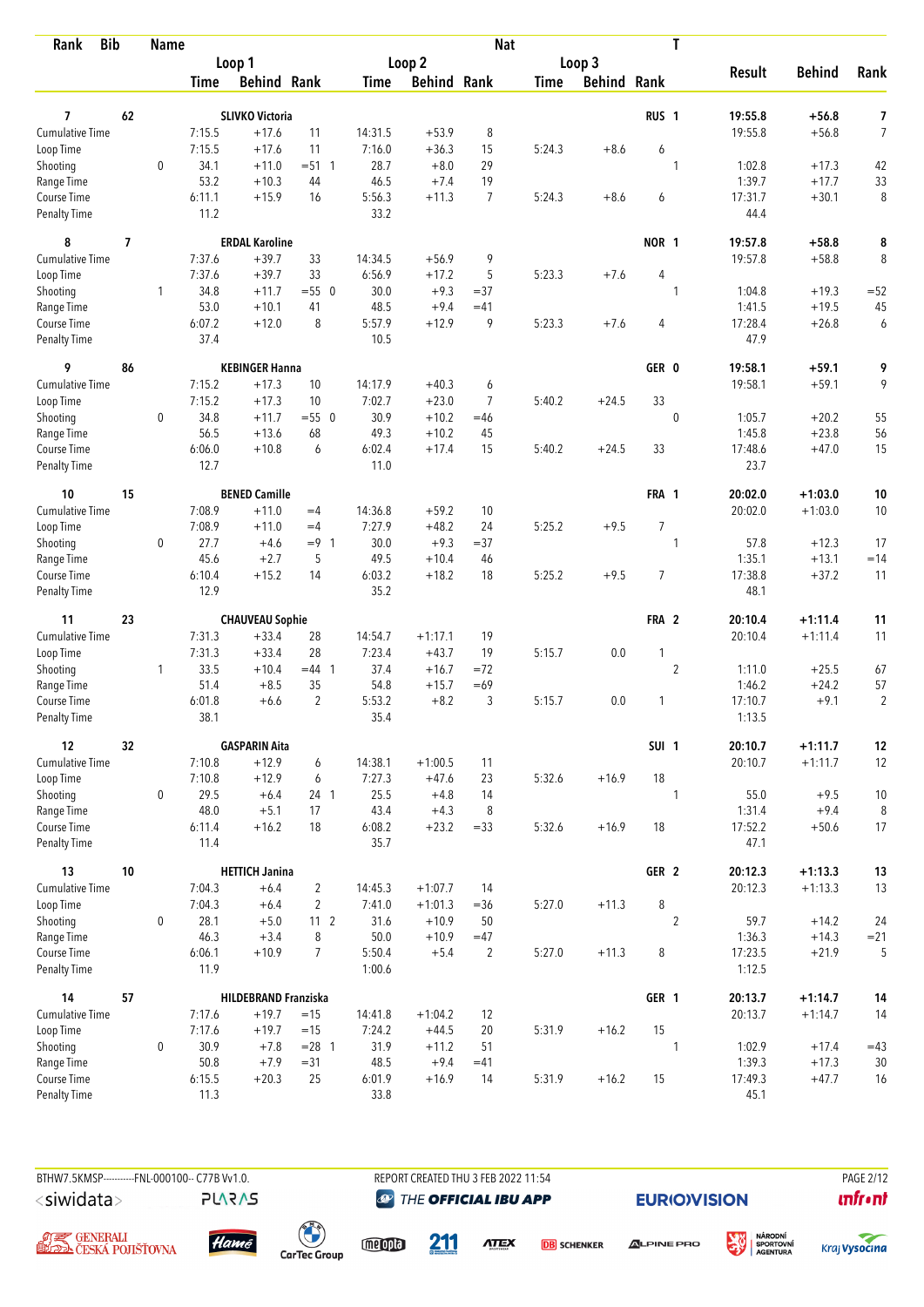| Rank | Bib | Name | | Loop 1 Time | Loop 1 Behind | Loop 1 Rank | Loop 2 Time | Loop 2 Behind | Loop 2 Rank | Loop 3 Time | Loop 3 Behind | Loop 3 Rank | Nat | T | Result | Behind | Rank |
|---|---|---|---|---|---|---|---|---|---|---|---|---|---|---|---|---|---|
| **7** | **62** | **SLIVKO Victoria** | | | | | | | | | | | **RUS** | **1** | **19:55.8** | **+56.8** | **7** |
| Cumulative Time | | | | 7:15.5 | +17.6 | 11 | 14:31.5 | +53.9 | 8 | | | | | | 19:55.8 | +56.8 | 7 |
| Loop Time | | | | 7:15.5 | +17.6 | 11 | 7:16.0 | +36.3 | 15 | 5:24.3 | +8.6 | 6 | | | | | |
| Shooting | | | 0 | 34.1 | +11.0 | =51 1 | 28.7 | +8.0 | 29 | | | | | 1 | 1:02.8 | +17.3 | 42 |
| Range Time | | | | 53.2 | +10.3 | 44 | 46.5 | +7.4 | 19 | | | | | | 1:39.7 | +17.7 | 33 |
| Course Time | | | | 6:11.1 | +15.9 | 16 | 5:56.3 | +11.3 | 7 | 5:24.3 | +8.6 | 6 | | | 17:31.7 | +30.1 | 8 |
| Penalty Time | | | | 11.2 | | | 33.2 | | | | | | | | 44.4 | | |
| **8** | **7** | **ERDAL Karoline** | | | | | | | | | | | **NOR** | **1** | **19:57.8** | **+58.8** | **8** |
| Cumulative Time | | | | 7:37.6 | +39.7 | 33 | 14:34.5 | +56.9 | 9 | | | | | | 19:57.8 | +58.8 | 8 |
| Loop Time | | | | 7:37.6 | +39.7 | 33 | 6:56.9 | +17.2 | 5 | 5:23.3 | +7.6 | 4 | | | | | |
| Shooting | | | 1 | 34.8 | +11.7 | =55 0 | 30.0 | +9.3 | =37 | | | | | 1 | 1:04.8 | +19.3 | =52 |
| Range Time | | | | 53.0 | +10.1 | 41 | 48.5 | +9.4 | =41 | | | | | | 1:41.5 | +19.5 | 45 |
| Course Time | | | | 6:07.2 | +12.0 | 8 | 5:57.9 | +12.9 | 9 | 5:23.3 | +7.6 | 4 | | | 17:28.4 | +26.8 | 6 |
| Penalty Time | | | | 37.4 | | | 10.5 | | | | | | | | 47.9 | | |
| **9** | **86** | **KEBINGER Hanna** | | | | | | | | | | | **GER** | **0** | **19:58.1** | **+59.1** | **9** |
| Cumulative Time | | | | 7:15.2 | +17.3 | 10 | 14:17.9 | +40.3 | 6 | | | | | | 19:58.1 | +59.1 | 9 |
| Loop Time | | | | 7:15.2 | +17.3 | 10 | 7:02.7 | +23.0 | 7 | 5:40.2 | +24.5 | 33 | | | | | |
| Shooting | | | 0 | 34.8 | +11.7 | =55 0 | 30.9 | +10.2 | =46 | | | | | 0 | 1:05.7 | +20.2 | 55 |
| Range Time | | | | 56.5 | +13.6 | 68 | 49.3 | +10.2 | 45 | | | | | | 1:45.8 | +23.8 | 56 |
| Course Time | | | | 6:06.0 | +10.8 | 6 | 6:02.4 | +17.4 | 15 | 5:40.2 | +24.5 | 33 | | | 17:48.6 | +47.0 | 15 |
| Penalty Time | | | | 12.7 | | | 11.0 | | | | | | | | 23.7 | | |
| **10** | **15** | **BENED Camille** | | | | | | | | | | | **FRA** | **1** | **20:02.0** | **+1:03.0** | **10** |
| Cumulative Time | | | | 7:08.9 | +11.0 | =4 | 14:36.8 | +59.2 | 10 | | | | | | 20:02.0 | +1:03.0 | 10 |
| Loop Time | | | | 7:08.9 | +11.0 | =4 | 7:27.9 | +48.2 | 24 | 5:25.2 | +9.5 | 7 | | | | | |
| Shooting | | | 0 | 27.7 | +4.6 | =9 1 | 30.0 | +9.3 | =37 | | | | | 1 | 57.8 | +12.3 | 17 |
| Range Time | | | | 45.6 | +2.7 | 5 | 49.5 | +10.4 | 46 | | | | | | 1:35.1 | +13.1 | =14 |
| Course Time | | | | 6:10.4 | +15.2 | 14 | 6:03.2 | +18.2 | 18 | 5:25.2 | +9.5 | 7 | | | 17:38.8 | +37.2 | 11 |
| Penalty Time | | | | 12.9 | | | 35.2 | | | | | | | | 48.1 | | |
| **11** | **23** | **CHAUVEAU Sophie** | | | | | | | | | | | **FRA** | **2** | **20:10.4** | **+1:11.4** | **11** |
| Cumulative Time | | | | 7:31.3 | +33.4 | 28 | 14:54.7 | +1:17.1 | 19 | | | | | | 20:10.4 | +1:11.4 | 11 |
| Loop Time | | | | 7:31.3 | +33.4 | 28 | 7:23.4 | +43.7 | 19 | 5:15.7 | 0.0 | 1 | | | | | |
| Shooting | | | 1 | 33.5 | +10.4 | =44 1 | 37.4 | +16.7 | =72 | | | | | 2 | 1:11.0 | +25.5 | 67 |
| Range Time | | | | 51.4 | +8.5 | 35 | 54.8 | +15.7 | =69 | | | | | | 1:46.2 | +24.2 | 57 |
| Course Time | | | | 6:01.8 | +6.6 | 2 | 5:53.2 | +8.2 | 3 | 5:15.7 | 0.0 | 1 | | | 17:10.7 | +9.1 | 2 |
| Penalty Time | | | | 38.1 | | | 35.4 | | | | | | | | 1:13.5 | | |
| **12** | **32** | **GASPARIN Aita** | | | | | | | | | | | **SUI** | **1** | **20:10.7** | **+1:11.7** | **12** |
| Cumulative Time | | | | 7:10.8 | +12.9 | 6 | 14:38.1 | +1:00.5 | 11 | | | | | | 20:10.7 | +1:11.7 | 12 |
| Loop Time | | | | 7:10.8 | +12.9 | 6 | 7:27.3 | +47.6 | 23 | 5:32.6 | +16.9 | 18 | | | | | |
| Shooting | | | 0 | 29.5 | +6.4 | 24 1 | 25.5 | +4.8 | 14 | | | | | 1 | 55.0 | +9.5 | 10 |
| Range Time | | | | 48.0 | +5.1 | 17 | 43.4 | +4.3 | 8 | | | | | | 1:31.4 | +9.4 | 8 |
| Course Time | | | | 6:11.4 | +16.2 | 18 | 6:08.2 | +23.2 | =33 | 5:32.6 | +16.9 | 18 | | | 17:52.2 | +50.6 | 17 |
| Penalty Time | | | | 11.4 | | | 35.7 | | | | | | | | 47.1 | | |
| **13** | **10** | **HETTICH Janina** | | | | | | | | | | | **GER** | **2** | **20:12.3** | **+1:13.3** | **13** |
| Cumulative Time | | | | 7:04.3 | +6.4 | 2 | 14:45.3 | +1:07.7 | 14 | | | | | | 20:12.3 | +1:13.3 | 13 |
| Loop Time | | | | 7:04.3 | +6.4 | 2 | 7:41.0 | +1:01.3 | =36 | 5:27.0 | +11.3 | 8 | | | | | |
| Shooting | | | 0 | 28.1 | +5.0 | 11 2 | 31.6 | +10.9 | 50 | | | | | 2 | 59.7 | +14.2 | 24 |
| Range Time | | | | 46.3 | +3.4 | 8 | 50.0 | +10.9 | =47 | | | | | | 1:36.3 | +14.3 | =21 |
| Course Time | | | | 6:06.1 | +10.9 | 7 | 5:50.4 | +5.4 | 2 | 5:27.0 | +11.3 | 8 | | | 17:23.5 | +21.9 | 5 |
| Penalty Time | | | | 11.9 | | | 1:00.6 | | | | | | | | 1:12.5 | | |
| **14** | **57** | **HILDEBRAND Franziska** | | | | | | | | | | | **GER** | **1** | **20:13.7** | **+1:14.7** | **14** |
| Cumulative Time | | | | 7:17.6 | +19.7 | =15 | 14:41.8 | +1:04.2 | 12 | | | | | | 20:13.7 | +1:14.7 | 14 |
| Loop Time | | | | 7:17.6 | +19.7 | =15 | 7:24.2 | +44.5 | 20 | 5:31.9 | +16.2 | 15 | | | | | |
| Shooting | | | 0 | 30.9 | +7.8 | =28 1 | 31.9 | +11.2 | 51 | | | | | 1 | 1:02.9 | +17.4 | =43 |
| Range Time | | | | 50.8 | +7.9 | =31 | 48.5 | +9.4 | =41 | | | | | | 1:39.3 | +17.3 | 30 |
| Course Time | | | | 6:15.5 | +20.3 | 25 | 6:01.9 | +16.9 | 14 | 5:31.9 | +16.2 | 15 | | | 17:49.3 | +47.7 | 16 |
| Penalty Time | | | | 11.3 | | | 33.8 | | | | | | | | 45.1 | | |

BTHW7.5KMSP----------FNL-000100-- C77B Vv1.0. REPORT CREATED THU 3 FEB 2022 11:54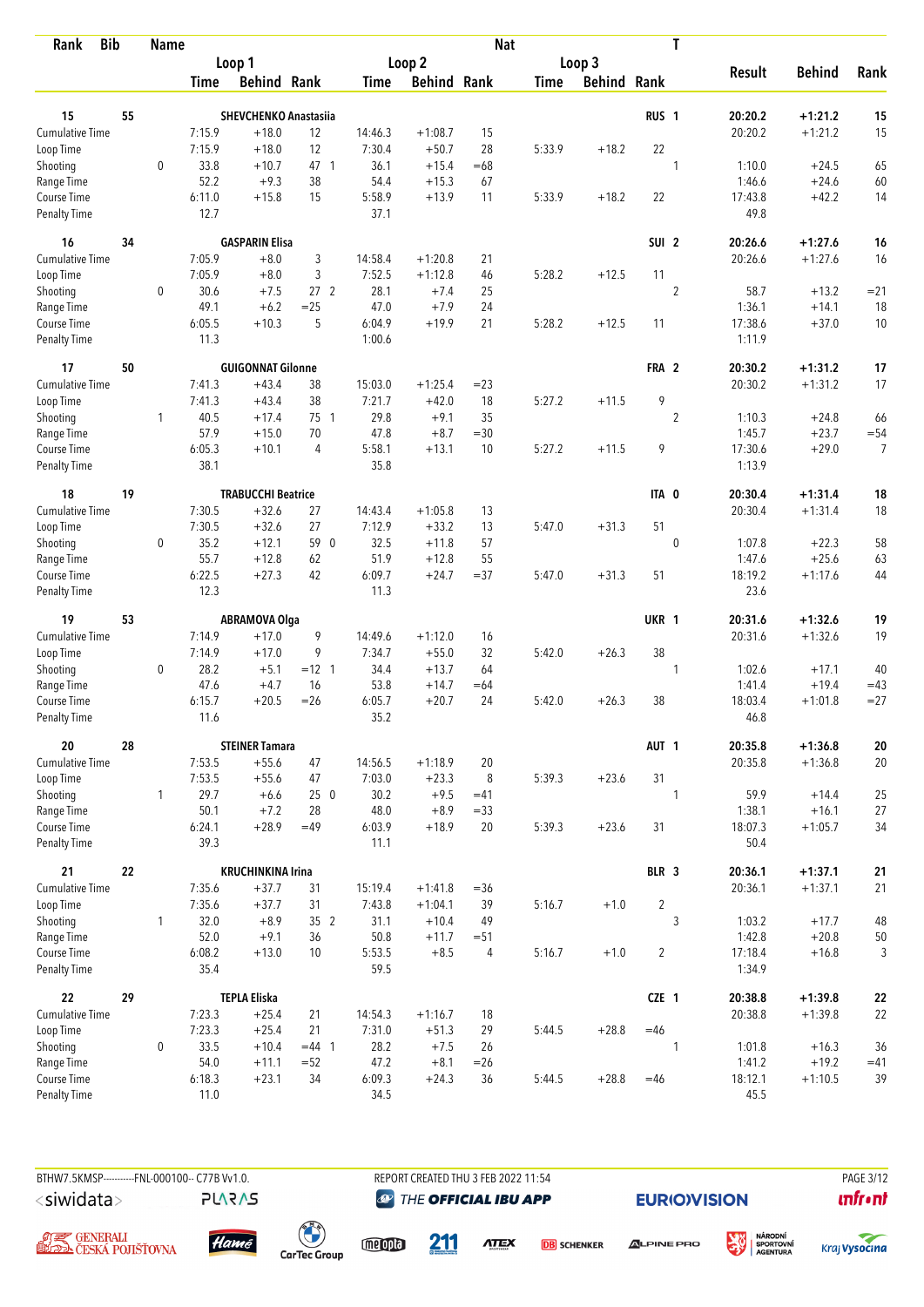| Rank | Bib | Name | | | | | | | | Nat | | | T | | | |
|---|---|---|---|---|---|---|---|---|---|---|---|---|---|---|---|---|
| | | | Loop 1 | | | Loop 2 | | | Loop 3 | | | | | Result | Behind | Rank |
| | | | Time | Behind | Rank | Time | Behind | Rank | Time | Behind | Rank | | | | | |
| 15 | 55 | SHEVCHENKO Anastasiia | | | | | | | | | | RUS | 1 | 20:20.2 | +1:21.2 | 15 |
| Cumulative Time | | | 7:15.9 | +18.0 | 12 | 14:46.3 | +1:08.7 | 15 | | | | | | 20:20.2 | +1:21.2 | 15 |
| Loop Time | | | 7:15.9 | +18.0 | 12 | 7:30.4 | +50.7 | 28 | 5:33.9 | +18.2 | 22 | | | | | |
| Shooting | | 0 | 33.8 | +10.7 | 47 1 | 36.1 | +15.4 | =68 | | | | | 1 | 1:10.0 | +24.5 | 65 |
| Range Time | | | 52.2 | +9.3 | 38 | 54.4 | +15.3 | 67 | | | | | | 1:46.6 | +24.6 | 60 |
| Course Time | | | 6:11.0 | +15.8 | 15 | 5:58.9 | +13.9 | 11 | 5:33.9 | +18.2 | 22 | | | 17:43.8 | +42.2 | 14 |
| Penalty Time | | | 12.7 | | | 37.1 | | | | | | | | 49.8 | | |
| 16 | 34 | GASPARIN Elisa | | | | | | | | | | SUI | 2 | 20:26.6 | +1:27.6 | 16 |
| Cumulative Time | | | 7:05.9 | +8.0 | 3 | 14:58.4 | +1:20.8 | 21 | | | | | | 20:26.6 | +1:27.6 | 16 |
| Loop Time | | | 7:05.9 | +8.0 | 3 | 7:52.5 | +1:12.8 | 46 | 5:28.2 | +12.5 | 11 | | | | | |
| Shooting | | 0 | 30.6 | +7.5 | 27 2 | 28.1 | +7.4 | 25 | | | | | 2 | 58.7 | +13.2 | =21 |
| Range Time | | | 49.1 | +6.2 | =25 | 47.0 | +7.9 | 24 | | | | | | 1:36.1 | +14.1 | 18 |
| Course Time | | | 6:05.5 | +10.3 | 5 | 6:04.9 | +19.9 | 21 | 5:28.2 | +12.5 | 11 | | | 17:38.6 | +37.0 | 10 |
| Penalty Time | | | 11.3 | | | 1:00.6 | | | | | | | | 1:11.9 | | |
| 17 | 50 | GUIGONNAT Gilonne | | | | | | | | | | FRA | 2 | 20:30.2 | +1:31.2 | 17 |
| Cumulative Time | | | 7:41.3 | +43.4 | 38 | 15:03.0 | +1:25.4 | =23 | | | | | | 20:30.2 | +1:31.2 | 17 |
| Loop Time | | | 7:41.3 | +43.4 | 38 | 7:21.7 | +42.0 | 18 | 5:27.2 | +11.5 | 9 | | | | | |
| Shooting | | 1 | 40.5 | +17.4 | 75 1 | 29.8 | +9.1 | 35 | | | | | 2 | 1:10.3 | +24.8 | 66 |
| Range Time | | | 57.9 | +15.0 | 70 | 47.8 | +8.7 | =30 | | | | | | 1:45.7 | +23.7 | =54 |
| Course Time | | | 6:05.3 | +10.1 | 4 | 5:58.1 | +13.1 | 10 | 5:27.2 | +11.5 | 9 | | | 17:30.6 | +29.0 | 7 |
| Penalty Time | | | 38.1 | | | 35.8 | | | | | | | | 1:13.9 | | |
| 18 | 19 | TRABUCCHI Beatrice | | | | | | | | | | ITA | 0 | 20:30.4 | +1:31.4 | 18 |
| Cumulative Time | | | 7:30.5 | +32.6 | 27 | 14:43.4 | +1:05.8 | 13 | | | | | | 20:30.4 | +1:31.4 | 18 |
| Loop Time | | | 7:30.5 | +32.6 | 27 | 7:12.9 | +33.2 | 13 | 5:47.0 | +31.3 | 51 | | | | | |
| Shooting | | 0 | 35.2 | +12.1 | 59 0 | 32.5 | +11.8 | 57 | | | | | 0 | 1:07.8 | +22.3 | 58 |
| Range Time | | | 55.7 | +12.8 | 62 | 51.9 | +12.8 | 55 | | | | | | 1:47.6 | +25.6 | 63 |
| Course Time | | | 6:22.5 | +27.3 | 42 | 6:09.7 | +24.7 | =37 | 5:47.0 | +31.3 | 51 | | | 18:19.2 | +1:17.6 | 44 |
| Penalty Time | | | 12.3 | | | 11.3 | | | | | | | | 23.6 | | |
| 19 | 53 | ABRAMOVA Olga | | | | | | | | | | UKR | 1 | 20:31.6 | +1:32.6 | 19 |
| Cumulative Time | | | 7:14.9 | +17.0 | 9 | 14:49.6 | +1:12.0 | 16 | | | | | | 20:31.6 | +1:32.6 | 19 |
| Loop Time | | | 7:14.9 | +17.0 | 9 | 7:34.7 | +55.0 | 32 | 5:42.0 | +26.3 | 38 | | | | | |
| Shooting | | 0 | 28.2 | +5.1 | =12 1 | 34.4 | +13.7 | 64 | | | | | 1 | 1:02.6 | +17.1 | 40 |
| Range Time | | | 47.6 | +4.7 | 16 | 53.8 | +14.7 | =64 | | | | | | 1:41.4 | +19.4 | =43 |
| Course Time | | | 6:15.7 | +20.5 | =26 | 6:05.7 | +20.7 | 24 | 5:42.0 | +26.3 | 38 | | | 18:03.4 | +1:01.8 | =27 |
| Penalty Time | | | 11.6 | | | 35.2 | | | | | | | | 46.8 | | |
| 20 | 28 | STEINER Tamara | | | | | | | | | | AUT | 1 | 20:35.8 | +1:36.8 | 20 |
| Cumulative Time | | | 7:53.5 | +55.6 | 47 | 14:56.5 | +1:18.9 | 20 | | | | | | 20:35.8 | +1:36.8 | 20 |
| Loop Time | | | 7:53.5 | +55.6 | 47 | 7:03.0 | +23.3 | 8 | 5:39.3 | +23.6 | 31 | | | | | |
| Shooting | | 1 | 29.7 | +6.6 | 25 0 | 30.2 | +9.5 | =41 | | | | | 1 | 59.9 | +14.4 | 25 |
| Range Time | | | 50.1 | +7.2 | 28 | 48.0 | +8.9 | =33 | | | | | | 1:38.1 | +16.1 | 27 |
| Course Time | | | 6:24.1 | +28.9 | =49 | 6:03.9 | +18.9 | 20 | 5:39.3 | +23.6 | 31 | | | 18:07.3 | +1:05.7 | 34 |
| Penalty Time | | | 39.3 | | | 11.1 | | | | | | | | 50.4 | | |
| 21 | 22 | KRUCHINKINA Irina | | | | | | | | | | BLR | 3 | 20:36.1 | +1:37.1 | 21 |
| Cumulative Time | | | 7:35.6 | +37.7 | 31 | 15:19.4 | +1:41.8 | =36 | | | | | | 20:36.1 | +1:37.1 | 21 |
| Loop Time | | | 7:35.6 | +37.7 | 31 | 7:43.8 | +1:04.1 | 39 | 5:16.7 | +1.0 | 2 | | | | | |
| Shooting | | 1 | 32.0 | +8.9 | 35 2 | 31.1 | +10.4 | 49 | | | | | 3 | 1:03.2 | +17.7 | 48 |
| Range Time | | | 52.0 | +9.1 | 36 | 50.8 | +11.7 | =51 | | | | | | 1:42.8 | +20.8 | 50 |
| Course Time | | | 6:08.2 | +13.0 | 10 | 5:53.5 | +8.5 | 4 | 5:16.7 | +1.0 | 2 | | | 17:18.4 | +16.8 | 3 |
| Penalty Time | | | 35.4 | | | 59.5 | | | | | | | | 1:34.9 | | |
| 22 | 29 | TEPLA Eliska | | | | | | | | | | CZE | 1 | 20:38.8 | +1:39.8 | 22 |
| Cumulative Time | | | 7:23.3 | +25.4 | 21 | 14:54.3 | +1:16.7 | 18 | | | | | | 20:38.8 | +1:39.8 | 22 |
| Loop Time | | | 7:23.3 | +25.4 | 21 | 7:31.0 | +51.3 | 29 | 5:44.5 | +28.8 | =46 | | | | | |
| Shooting | | 0 | 33.5 | +10.4 | =44 1 | 28.2 | +7.5 | 26 | | | | | 1 | 1:01.8 | +16.3 | 36 |
| Range Time | | | 54.0 | +11.1 | =52 | 47.2 | +8.1 | =26 | | | | | | 1:41.2 | +19.2 | =41 |
| Course Time | | | 6:18.3 | +23.1 | 34 | 6:09.3 | +24.3 | 36 | 5:44.5 | +28.8 | =46 | | | 18:12.1 | +1:10.5 | 39 |
| Penalty Time | | | 11.0 | | | 34.5 | | | | | | | | 45.5 | | |

BTHW7.5KMSP----------FNL-000100-- C77B Vv1.0. REPORT CREATED THU 3 FEB 2022 11:54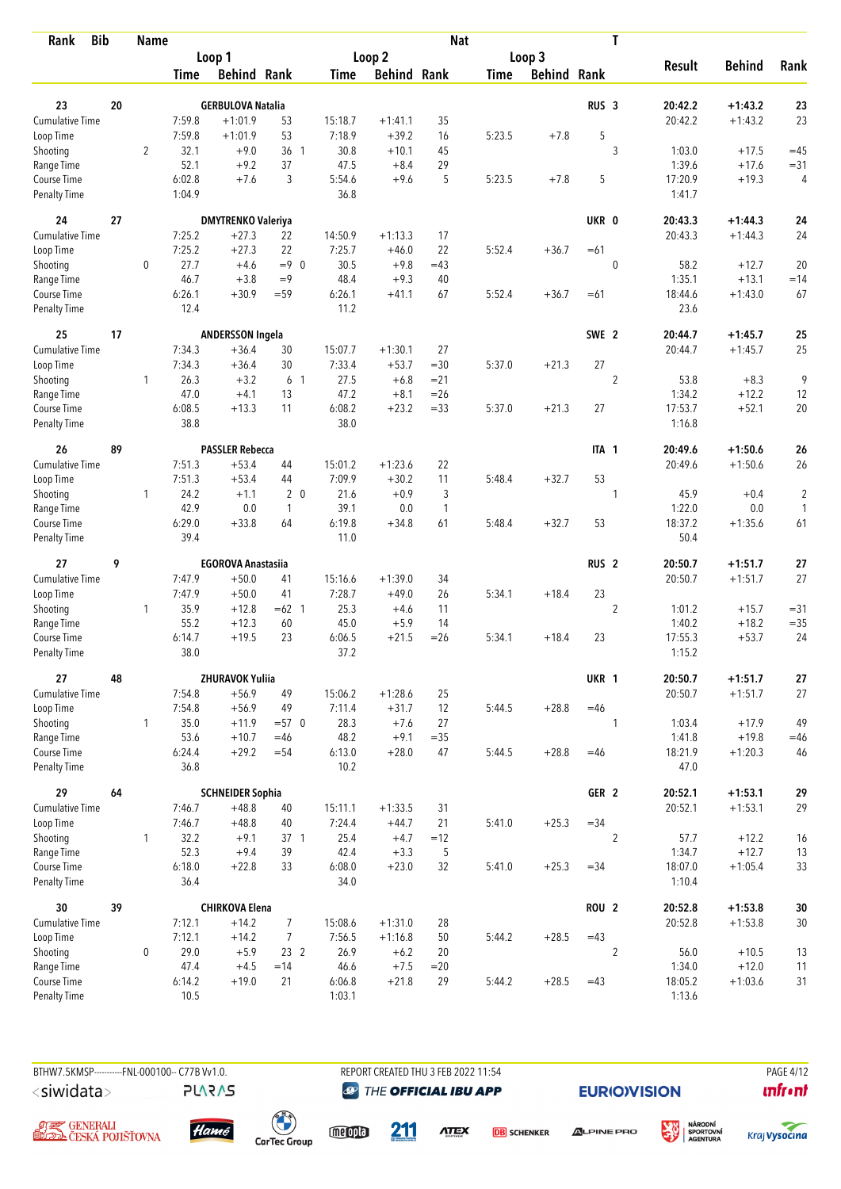| Rank | Bib | Name | | | | | | | Nat | | | T | | | |
|---|---|---|---|---|---|---|---|---|---|---|---|---|---|---|---|
| | | Loop 1 | | | Loop 2 | | | Loop 3 | | | | | Result | Behind | Rank |
| | | Time | Behind | Rank | Time | Behind | Rank | Time | Behind | Rank | | | | | |
| 23 | 20 | GERBULOVA Natalia | | | | | | | | RUS | 3 | | 20:42.2 | +1:43.2 | 23 |
| Cumulative Time | | 7:59.8 | +1:01.9 | 53 | 15:18.7 | +1:41.1 | 35 | | | | | | 20:42.2 | +1:43.2 | 23 |
| Loop Time | | 7:59.8 | +1:01.9 | 53 | 7:18.9 | +39.2 | 16 | 5:23.5 | +7.8 | 5 | | | | | |
| Shooting | 2 | 32.1 | +9.0 | 36 1 | 30.8 | +10.1 | 45 | | | | 3 | | 1:03.0 | +17.5 | =45 |
| Range Time | | 52.1 | +9.2 | 37 | 47.5 | +8.4 | 29 | | | | | | 1:39.6 | +17.6 | =31 |
| Course Time | | 6:02.8 | +7.6 | 3 | 5:54.6 | +9.6 | 5 | 5:23.5 | +7.8 | 5 | | | 17:20.9 | +19.3 | 4 |
| Penalty Time | | 1:04.9 | | | 36.8 | | | | | | | | 1:41.7 | | |
| 24 | 27 | DMYTRENKO Valeriya | | | | | | | | UKR | 0 | | 20:43.3 | +1:44.3 | 24 |
| Cumulative Time | | 7:25.2 | +27.3 | 22 | 14:50.9 | +1:13.3 | 17 | | | | | | 20:43.3 | +1:44.3 | 24 |
| Loop Time | | 7:25.2 | +27.3 | 22 | 7:25.7 | +46.0 | 22 | 5:52.4 | +36.7 | =61 | | | | | |
| Shooting | 0 | 27.7 | +4.6 | =9 0 | 30.5 | +9.8 | =43 | | | | 0 | | 58.2 | +12.7 | 20 |
| Range Time | | 46.7 | +3.8 | =9 | 48.4 | +9.3 | 40 | | | | | | 1:35.1 | +13.1 | =14 |
| Course Time | | 6:26.1 | +30.9 | =59 | 6:26.1 | +41.1 | 67 | 5:52.4 | +36.7 | =61 | | | 18:44.6 | +1:43.0 | 67 |
| Penalty Time | | 12.4 | | | 11.2 | | | | | | | | 23.6 | | |
| 25 | 17 | ANDERSSON Ingela | | | | | | | | SWE | 2 | | 20:44.7 | +1:45.7 | 25 |
| Cumulative Time | | 7:34.3 | +36.4 | 30 | 15:07.7 | +1:30.1 | 27 | | | | | | 20:44.7 | +1:45.7 | 25 |
| Loop Time | | 7:34.3 | +36.4 | 30 | 7:33.4 | +53.7 | =30 | 5:37.0 | +21.3 | 27 | | | | | |
| Shooting | 1 | 26.3 | +3.2 | 6 1 | 27.5 | +6.8 | =21 | | | | 2 | | 53.8 | +8.3 | 9 |
| Range Time | | 47.0 | +4.1 | 13 | 47.2 | +8.1 | =26 | | | | | | 1:34.2 | +12.2 | 12 |
| Course Time | | 6:08.5 | +13.3 | 11 | 6:08.2 | +23.2 | =33 | 5:37.0 | +21.3 | 27 | | | 17:53.7 | +52.1 | 20 |
| Penalty Time | | 38.8 | | | 38.0 | | | | | | | | 1:16.8 | | |
| 26 | 89 | PASSLER Rebecca | | | | | | | | ITA | 1 | | 20:49.6 | +1:50.6 | 26 |
| Cumulative Time | | 7:51.3 | +53.4 | 44 | 15:01.2 | +1:23.6 | 22 | | | | | | 20:49.6 | +1:50.6 | 26 |
| Loop Time | | 7:51.3 | +53.4 | 44 | 7:09.9 | +30.2 | 11 | 5:48.4 | +32.7 | 53 | | | | | |
| Shooting | 1 | 24.2 | +1.1 | 2 0 | 21.6 | +0.9 | 3 | | | | 1 | | 45.9 | +0.4 | 2 |
| Range Time | | 42.9 | 0.0 | 1 | 39.1 | 0.0 | 1 | | | | | | 1:22.0 | 0.0 | 1 |
| Course Time | | 6:29.0 | +33.8 | 64 | 6:19.8 | +34.8 | 61 | 5:48.4 | +32.7 | 53 | | | 18:37.2 | +1:35.6 | 61 |
| Penalty Time | | 39.4 | | | 11.0 | | | | | | | | 50.4 | | |
| 27 | 9 | EGOROVA Anastasiia | | | | | | | | RUS | 2 | | 20:50.7 | +1:51.7 | 27 |
| Cumulative Time | | 7:47.9 | +50.0 | 41 | 15:16.6 | +1:39.0 | 34 | | | | | | 20:50.7 | +1:51.7 | 27 |
| Loop Time | | 7:47.9 | +50.0 | 41 | 7:28.7 | +49.0 | 26 | 5:34.1 | +18.4 | 23 | | | | | |
| Shooting | 1 | 35.9 | +12.8 | =62 1 | 25.3 | +4.6 | 11 | | | | 2 | | 1:01.2 | +15.7 | =31 |
| Range Time | | 55.2 | +12.3 | 60 | 45.0 | +5.9 | 14 | | | | | | 1:40.2 | +18.2 | =35 |
| Course Time | | 6:14.7 | +19.5 | 23 | 6:06.5 | +21.5 | =26 | 5:34.1 | +18.4 | 23 | | | 17:55.3 | +53.7 | 24 |
| Penalty Time | | 38.0 | | | 37.2 | | | | | | | | 1:15.2 | | |
| 27 | 48 | ZHURAVOK Yuliia | | | | | | | | UKR | 1 | | 20:50.7 | +1:51.7 | 27 |
| Cumulative Time | | 7:54.8 | +56.9 | 49 | 15:06.2 | +1:28.6 | 25 | | | | | | 20:50.7 | +1:51.7 | 27 |
| Loop Time | | 7:54.8 | +56.9 | 49 | 7:11.4 | +31.7 | 12 | 5:44.5 | +28.8 | =46 | | | | | |
| Shooting | 1 | 35.0 | +11.9 | =57 0 | 28.3 | +7.6 | 27 | | | | 1 | | 1:03.4 | +17.9 | 49 |
| Range Time | | 53.6 | +10.7 | =46 | 48.2 | +9.1 | =35 | | | | | | 1:41.8 | +19.8 | =46 |
| Course Time | | 6:24.4 | +29.2 | =54 | 6:13.0 | +28.0 | 47 | 5:44.5 | +28.8 | =46 | | | 18:21.9 | +1:20.3 | 46 |
| Penalty Time | | 36.8 | | | 10.2 | | | | | | | | 47.0 | | |
| 29 | 64 | SCHNEIDER Sophia | | | | | | | | GER | 2 | | 20:52.1 | +1:53.1 | 29 |
| Cumulative Time | | 7:46.7 | +48.8 | 40 | 15:11.1 | +1:33.5 | 31 | | | | | | 20:52.1 | +1:53.1 | 29 |
| Loop Time | | 7:46.7 | +48.8 | 40 | 7:24.4 | +44.7 | 21 | 5:41.0 | +25.3 | =34 | | | | | |
| Shooting | 1 | 32.2 | +9.1 | 37 1 | 25.4 | +4.7 | =12 | | | | 2 | | 57.7 | +12.2 | 16 |
| Range Time | | 52.3 | +9.4 | 39 | 42.4 | +3.3 | 5 | | | | | | 1:34.7 | +12.7 | 13 |
| Course Time | | 6:18.0 | +22.8 | 33 | 6:08.0 | +23.0 | 32 | 5:41.0 | +25.3 | =34 | | | 18:07.0 | +1:05.4 | 33 |
| Penalty Time | | 36.4 | | | 34.0 | | | | | | | | 1:10.4 | | |
| 30 | 39 | CHIRKOVA Elena | | | | | | | | ROU | 2 | | 20:52.8 | +1:53.8 | 30 |
| Cumulative Time | | 7:12.1 | +14.2 | 7 | 15:08.6 | +1:31.0 | 28 | | | | | | 20:52.8 | +1:53.8 | 30 |
| Loop Time | | 7:12.1 | +14.2 | 7 | 7:56.5 | +1:16.8 | 50 | 5:44.2 | +28.5 | =43 | | | | | |
| Shooting | 0 | 29.0 | +5.9 | 23 2 | 26.9 | +6.2 | 20 | | | | 2 | | 56.0 | +10.5 | 13 |
| Range Time | | 47.4 | +4.5 | =14 | 46.6 | +7.5 | =20 | | | | | | 1:34.0 | +12.0 | 11 |
| Course Time | | 6:14.2 | +19.0 | 21 | 6:06.8 | +21.8 | 29 | 5:44.2 | +28.5 | =43 | | | 18:05.2 | +1:03.6 | 31 |
| Penalty Time | | 10.5 | | | 1:03.1 | | | | | | | | 1:13.6 | | |

BTHW7.5KMSP----------FNL-000100-- C77B Vv1.0. REPORT CREATED THU 3 FEB 2022 11:54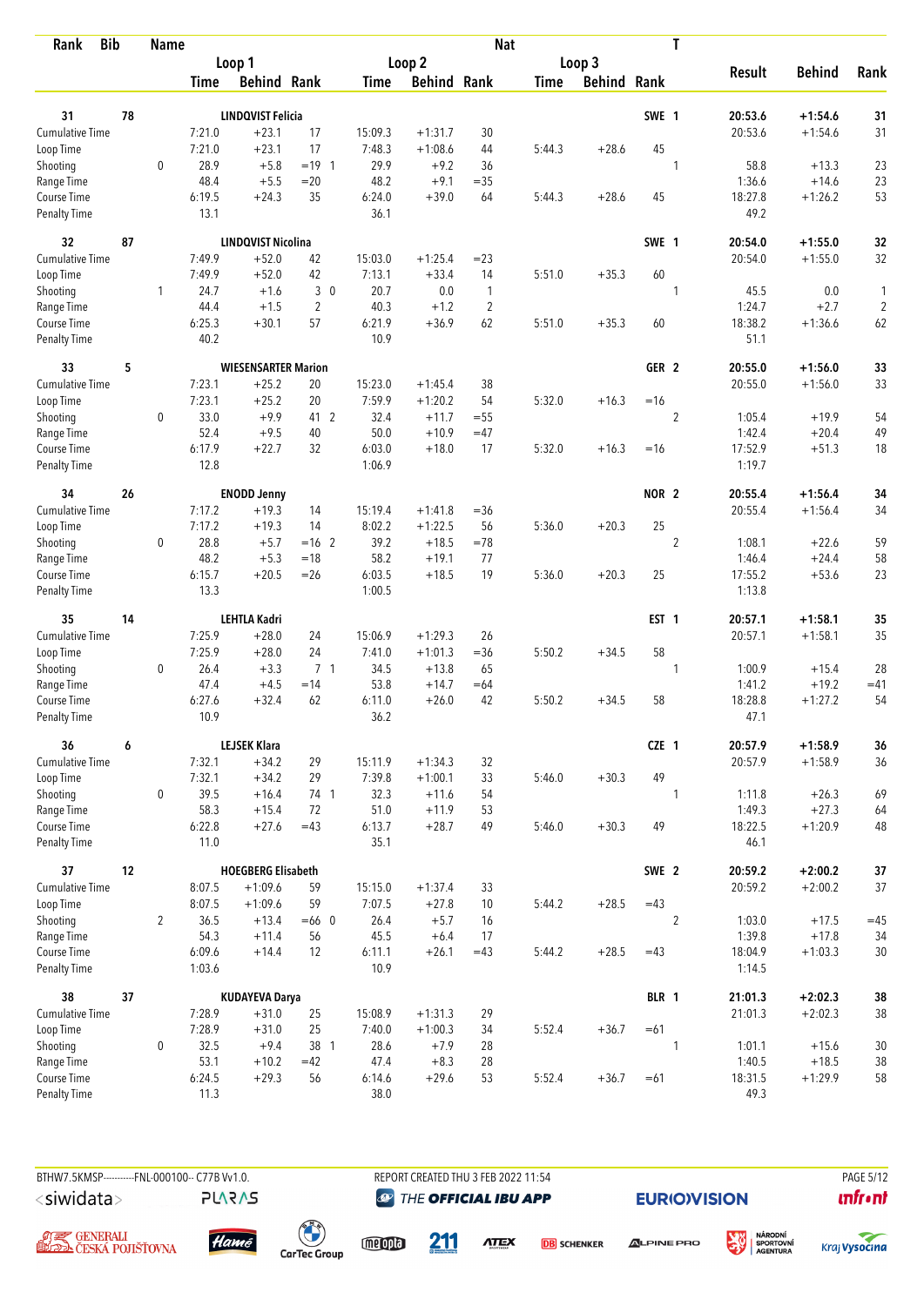| Rank | Bib | Name | | Loop 1 Time | Loop 1 Behind | Loop 1 Rank | Loop 2 Time | Loop 2 Behind | Loop 2 Rank | Loop 3 Time | Loop 3 Behind | Loop 3 Rank | Nat | T | Result | Behind | Rank |
|---|---|---|---|---|---|---|---|---|---|---|---|---|---|---|---|---|---|
| 31 | 78 | LINDQVIST Felicia | | | | | | | | | | | SWE | 1 | 20:53.6 | +1:54.6 | 31 |
| Cumulative Time | | | | 7:21.0 | +23.1 | 17 | 15:09.3 | +1:31.7 | 30 | | | | | | 20:53.6 | +1:54.6 | 31 |
| Loop Time | | | | 7:21.0 | +23.1 | 17 | 7:48.3 | +1:08.6 | 44 | 5:44.3 | +28.6 | 45 | | | | | |
| Shooting | | | 0 | 28.9 | +5.8 | =19 1 | 29.9 | +9.2 | 36 | | | | | 1 | 58.8 | +13.3 | 23 |
| Range Time | | | | 48.4 | +5.5 | =20 | 48.2 | +9.1 | =35 | | | | | | 1:36.6 | +14.6 | 23 |
| Course Time | | | | 6:19.5 | +24.3 | 35 | 6:24.0 | +39.0 | 64 | 5:44.3 | +28.6 | 45 | | | 18:27.8 | +1:26.2 | 53 |
| Penalty Time | | | | 13.1 | | | 36.1 | | | | | | | | 49.2 | | |
| 32 | 87 | LINDQVIST Nicolina | | | | | | | | | | | SWE | 1 | 20:54.0 | +1:55.0 | 32 |
| Cumulative Time | | | | 7:49.9 | +52.0 | 42 | 15:03.0 | +1:25.4 | =23 | | | | | | 20:54.0 | +1:55.0 | 32 |
| Loop Time | | | | 7:49.9 | +52.0 | 42 | 7:13.1 | +33.4 | 14 | 5:51.0 | +35.3 | 60 | | | | | |
| Shooting | | | 1 | 24.7 | +1.6 | 3 0 | 20.7 | 0.0 | 1 | | | | | 1 | 45.5 | 0.0 | 1 |
| Range Time | | | | 44.4 | +1.5 | 2 | 40.3 | +1.2 | 2 | | | | | | 1:24.7 | +2.7 | 2 |
| Course Time | | | | 6:25.3 | +30.1 | 57 | 6:21.9 | +36.9 | 62 | 5:51.0 | +35.3 | 60 | | | 18:38.2 | +1:36.6 | 62 |
| Penalty Time | | | | 40.2 | | | 10.9 | | | | | | | | 51.1 | | |
| 33 | 5 | WIESENSARTER Marion | | | | | | | | | | | GER | 2 | 20:55.0 | +1:56.0 | 33 |
| Cumulative Time | | | | 7:23.1 | +25.2 | 20 | 15:23.0 | +1:45.4 | 38 | | | | | | 20:55.0 | +1:56.0 | 33 |
| Loop Time | | | | 7:23.1 | +25.2 | 20 | 7:59.9 | +1:20.2 | 54 | 5:32.0 | +16.3 | =16 | | | | | |
| Shooting | | | 0 | 33.0 | +9.9 | 41 2 | 32.4 | +11.7 | =55 | | | | | 2 | 1:05.4 | +19.9 | 54 |
| Range Time | | | | 52.4 | +9.5 | 40 | 50.0 | +10.9 | =47 | | | | | | 1:42.4 | +20.4 | 49 |
| Course Time | | | | 6:17.9 | +22.7 | 32 | 6:03.0 | +18.0 | 17 | 5:32.0 | +16.3 | =16 | | | 17:52.9 | +51.3 | 18 |
| Penalty Time | | | | 12.8 | | | 1:06.9 | | | | | | | | 1:19.7 | | |
| 34 | 26 | ENODD Jenny | | | | | | | | | | | NOR | 2 | 20:55.4 | +1:56.4 | 34 |
| Cumulative Time | | | | 7:17.2 | +19.3 | 14 | 15:19.4 | +1:41.8 | =36 | | | | | | 20:55.4 | +1:56.4 | 34 |
| Loop Time | | | | 7:17.2 | +19.3 | 14 | 8:02.2 | +1:22.5 | 56 | 5:36.0 | +20.3 | 25 | | | | | |
| Shooting | | | 0 | 28.8 | +5.7 | =16 2 | 39.2 | +18.5 | =78 | | | | | 2 | 1:08.1 | +22.6 | 59 |
| Range Time | | | | 48.2 | +5.3 | =18 | 58.2 | +19.1 | 77 | | | | | | 1:46.4 | +24.4 | 58 |
| Course Time | | | | 6:15.7 | +20.5 | =26 | 6:03.5 | +18.5 | 19 | 5:36.0 | +20.3 | 25 | | | 17:55.2 | +53.6 | 23 |
| Penalty Time | | | | 13.3 | | | 1:00.5 | | | | | | | | 1:13.8 | | |
| 35 | 14 | LEHTLA Kadri | | | | | | | | | | | EST | 1 | 20:57.1 | +1:58.1 | 35 |
| Cumulative Time | | | | 7:25.9 | +28.0 | 24 | 15:06.9 | +1:29.3 | 26 | | | | | | 20:57.1 | +1:58.1 | 35 |
| Loop Time | | | | 7:25.9 | +28.0 | 24 | 7:41.0 | +1:01.3 | =36 | 5:50.2 | +34.5 | 58 | | | | | |
| Shooting | | | 0 | 26.4 | +3.3 | 7 1 | 34.5 | +13.8 | 65 | | | | | 1 | 1:00.9 | +15.4 | 28 |
| Range Time | | | | 47.4 | +4.5 | =14 | 53.8 | +14.7 | =64 | | | | | | 1:41.2 | +19.2 | =41 |
| Course Time | | | | 6:27.6 | +32.4 | 62 | 6:11.0 | +26.0 | 42 | 5:50.2 | +34.5 | 58 | | | 18:28.8 | +1:27.2 | 54 |
| Penalty Time | | | | 10.9 | | | 36.2 | | | | | | | | 47.1 | | |
| 36 | 6 | LEJSEK Klara | | | | | | | | | | | CZE | 1 | 20:57.9 | +1:58.9 | 36 |
| Cumulative Time | | | | 7:32.1 | +34.2 | 29 | 15:11.9 | +1:34.3 | 32 | | | | | | 20:57.9 | +1:58.9 | 36 |
| Loop Time | | | | 7:32.1 | +34.2 | 29 | 7:39.8 | +1:00.1 | 33 | 5:46.0 | +30.3 | 49 | | | | | |
| Shooting | | | 0 | 39.5 | +16.4 | 74 1 | 32.3 | +11.6 | 54 | | | | | 1 | 1:11.8 | +26.3 | 69 |
| Range Time | | | | 58.3 | +15.4 | 72 | 51.0 | +11.9 | 53 | | | | | | 1:49.3 | +27.3 | 64 |
| Course Time | | | | 6:22.8 | +27.6 | =43 | 6:13.7 | +28.7 | 49 | 5:46.0 | +30.3 | 49 | | | 18:22.5 | +1:20.9 | 48 |
| Penalty Time | | | | 11.0 | | | 35.1 | | | | | | | | 46.1 | | |
| 37 | 12 | HOEGBERG Elisabeth | | | | | | | | | | | SWE | 2 | 20:59.2 | +2:00.2 | 37 |
| Cumulative Time | | | | 8:07.5 | +1:09.6 | 59 | 15:15.0 | +1:37.4 | 33 | | | | | | 20:59.2 | +2:00.2 | 37 |
| Loop Time | | | | 8:07.5 | +1:09.6 | 59 | 7:07.5 | +27.8 | 10 | 5:44.2 | +28.5 | =43 | | | | | |
| Shooting | | | 2 | 36.5 | +13.4 | =66 0 | 26.4 | +5.7 | 16 | | | | | 2 | 1:03.0 | +17.5 | =45 |
| Range Time | | | | 54.3 | +11.4 | 56 | 45.5 | +6.4 | 17 | | | | | | 1:39.8 | +17.8 | 34 |
| Course Time | | | | 6:09.6 | +14.4 | 12 | 6:11.1 | +26.1 | =43 | 5:44.2 | +28.5 | =43 | | | 18:04.9 | +1:03.3 | 30 |
| Penalty Time | | | | 1:03.6 | | | 10.9 | | | | | | | | 1:14.5 | | |
| 38 | 37 | KUDAYEVA Darya | | | | | | | | | | | BLR | 1 | 21:01.3 | +2:02.3 | 38 |
| Cumulative Time | | | | 7:28.9 | +31.0 | 25 | 15:08.9 | +1:31.3 | 29 | | | | | | 21:01.3 | +2:02.3 | 38 |
| Loop Time | | | | 7:28.9 | +31.0 | 25 | 7:40.0 | +1:00.3 | 34 | 5:52.4 | +36.7 | =61 | | | | | |
| Shooting | | | 0 | 32.5 | +9.4 | 38 1 | 28.6 | +7.9 | 28 | | | | | 1 | 1:01.1 | +15.6 | 30 |
| Range Time | | | | 53.1 | +10.2 | =42 | 47.4 | +8.3 | 28 | | | | | | 1:40.5 | +18.5 | 38 |
| Course Time | | | | 6:24.5 | +29.3 | 56 | 6:14.6 | +29.6 | 53 | 5:52.4 | +36.7 | =61 | | | 18:31.5 | +1:29.9 | 58 |
| Penalty Time | | | | 11.3 | | | 38.0 | | | | | | | | 49.3 | | |

BTHW7.5KMSP----------FNL-000100-- C77B Vv1.0. REPORT CREATED THU 3 FEB 2022 11:54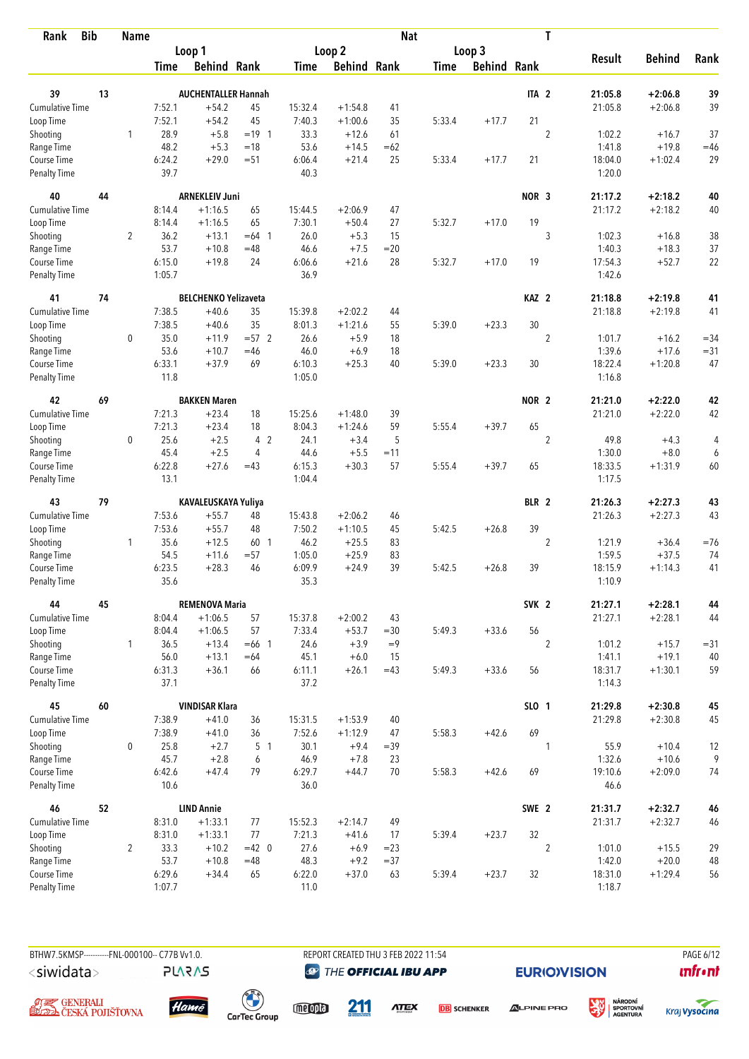| Rank | Bib | Name | | | | | | Nat | | | | T | | | |
|---|---|---|---|---|---|---|---|---|---|---|---|---|---|---|---|
| | | | Loop 1 | | | Loop 2 | | | Loop 3 | | | | Result | Behind | Rank |
| | | | Time | Behind | Rank | Time | Behind | Rank | Time | Behind | Rank | | | | |
| 39 | 13 | AUCHENTALLER Hannah | | | | | | | | | ITA | 2 | 21:05.8 | +2:06.8 | 39 |
| Cumulative Time | | | 7:52.1 | +54.2 | 45 | 15:32.4 | +1:54.8 | 41 | | | | | 21:05.8 | +2:06.8 | 39 |
| Loop Time | | | 7:52.1 | +54.2 | 45 | 7:40.3 | +1:00.6 | 35 | 5:33.4 | +17.7 | 21 | | | | |
| Shooting | | 1 | 28.9 | +5.8 | =19 1 | 33.3 | +12.6 | 61 | | | | 2 | 1:02.2 | +16.7 | 37 |
| Range Time | | | 48.2 | +5.3 | =18 | 53.6 | +14.5 | =62 | | | | | 1:41.8 | +19.8 | =46 |
| Course Time | | | 6:24.2 | +29.0 | =51 | 6:06.4 | +21.4 | 25 | 5:33.4 | +17.7 | 21 | | 18:04.0 | +1:02.4 | 29 |
| Penalty Time | | | 39.7 | | | 40.3 | | | | | | | 1:20.0 | | |
| 40 | 44 | ARNEKLEIV Juni | | | | | | | | | NOR | 3 | 21:17.2 | +2:18.2 | 40 |
| Cumulative Time | | | 8:14.4 | +1:16.5 | 65 | 15:44.5 | +2:06.9 | 47 | | | | | 21:17.2 | +2:18.2 | 40 |
| Loop Time | | | 8:14.4 | +1:16.5 | 65 | 7:30.1 | +50.4 | 27 | 5:32.7 | +17.0 | 19 | | | | |
| Shooting | | 2 | 36.2 | +13.1 | =64 1 | 26.0 | +5.3 | 15 | | | | 3 | 1:02.3 | +16.8 | 38 |
| Range Time | | | 53.7 | +10.8 | =48 | 46.6 | +7.5 | =20 | | | | | 1:40.3 | +18.3 | 37 |
| Course Time | | | 6:15.0 | +19.8 | 24 | 6:06.6 | +21.6 | 28 | 5:32.7 | +17.0 | 19 | | 17:54.3 | +52.7 | 22 |
| Penalty Time | | | 1:05.7 | | | 36.9 | | | | | | | 1:42.6 | | |
| 41 | 74 | BELCHENKO Yelizaveta | | | | | | | | | KAZ | 2 | 21:18.8 | +2:19.8 | 41 |
| Cumulative Time | | | 7:38.5 | +40.6 | 35 | 15:39.8 | +2:02.2 | 44 | | | | | 21:18.8 | +2:19.8 | 41 |
| Loop Time | | | 7:38.5 | +40.6 | 35 | 8:01.3 | +1:21.6 | 55 | 5:39.0 | +23.3 | 30 | | | | |
| Shooting | | 0 | 35.0 | +11.9 | =57 2 | 26.6 | +5.9 | 18 | | | | 2 | 1:01.7 | +16.2 | =34 |
| Range Time | | | 53.6 | +10.7 | =46 | 46.0 | +6.9 | 18 | | | | | 1:39.6 | +17.6 | =31 |
| Course Time | | | 6:33.1 | +37.9 | 69 | 6:10.3 | +25.3 | 40 | 5:39.0 | +23.3 | 30 | | 18:22.4 | +1:20.8 | 47 |
| Penalty Time | | | 11.8 | | | 1:05.0 | | | | | | | 1:16.8 | | |
| 42 | 69 | BAKKEN Maren | | | | | | | | | NOR | 2 | 21:21.0 | +2:22.0 | 42 |
| Cumulative Time | | | 7:21.3 | +23.4 | 18 | 15:25.6 | +1:48.0 | 39 | | | | | 21:21.0 | +2:22.0 | 42 |
| Loop Time | | | 7:21.3 | +23.4 | 18 | 8:04.3 | +1:24.6 | 59 | 5:55.4 | +39.7 | 65 | | | | |
| Shooting | | 0 | 25.6 | +2.5 | 4 2 | 24.1 | +3.4 | 5 | | | | 2 | 49.8 | +4.3 | 4 |
| Range Time | | | 45.4 | +2.5 | 4 | 44.6 | +5.5 | =11 | | | | | 1:30.0 | +8.0 | 6 |
| Course Time | | | 6:22.8 | +27.6 | =43 | 6:15.3 | +30.3 | 57 | 5:55.4 | +39.7 | 65 | | 18:33.5 | +1:31.9 | 60 |
| Penalty Time | | | 13.1 | | | 1:04.4 | | | | | | | 1:17.5 | | |
| 43 | 79 | KAVALEUSKAYA Yuliya | | | | | | | | | BLR | 2 | 21:26.3 | +2:27.3 | 43 |
| Cumulative Time | | | 7:53.6 | +55.7 | 48 | 15:43.8 | +2:06.2 | 46 | | | | | 21:26.3 | +2:27.3 | 43 |
| Loop Time | | | 7:53.6 | +55.7 | 48 | 7:50.2 | +1:10.5 | 45 | 5:42.5 | +26.8 | 39 | | | | |
| Shooting | | 1 | 35.6 | +12.5 | 60 1 | 46.2 | +25.5 | 83 | | | | 2 | 1:21.9 | +36.4 | =76 |
| Range Time | | | 54.5 | +11.6 | =57 | 1:05.0 | +25.9 | 83 | | | | | 1:59.5 | +37.5 | 74 |
| Course Time | | | 6:23.5 | +28.3 | 46 | 6:09.9 | +24.9 | 39 | 5:42.5 | +26.8 | 39 | | 18:15.9 | +1:14.3 | 41 |
| Penalty Time | | | 35.6 | | | 35.3 | | | | | | | 1:10.9 | | |
| 44 | 45 | REMENOVA Maria | | | | | | | | | SVK | 2 | 21:27.1 | +2:28.1 | 44 |
| Cumulative Time | | | 8:04.4 | +1:06.5 | 57 | 15:37.8 | +2:00.2 | 43 | | | | | 21:27.1 | +2:28.1 | 44 |
| Loop Time | | | 8:04.4 | +1:06.5 | 57 | 7:33.4 | +53.7 | =30 | 5:49.3 | +33.6 | 56 | | | | |
| Shooting | | 1 | 36.5 | +13.4 | =66 1 | 24.6 | +3.9 | =9 | | | | 2 | 1:01.2 | +15.7 | =31 |
| Range Time | | | 56.0 | +13.1 | =64 | 45.1 | +6.0 | 15 | | | | | 1:41.1 | +19.1 | 40 |
| Course Time | | | 6:31.3 | +36.1 | 66 | 6:11.1 | +26.1 | =43 | 5:49.3 | +33.6 | 56 | | 18:31.7 | +1:30.1 | 59 |
| Penalty Time | | | 37.1 | | | 37.2 | | | | | | | 1:14.3 | | |
| 45 | 60 | VINDISAR Klara | | | | | | | | | SLO | 1 | 21:29.8 | +2:30.8 | 45 |
| Cumulative Time | | | 7:38.9 | +41.0 | 36 | 15:31.5 | +1:53.9 | 40 | | | | | 21:29.8 | +2:30.8 | 45 |
| Loop Time | | | 7:38.9 | +41.0 | 36 | 7:52.6 | +1:12.9 | 47 | 5:58.3 | +42.6 | 69 | | | | |
| Shooting | | 0 | 25.8 | +2.7 | 5 1 | 30.1 | +9.4 | =39 | | | | 1 | 55.9 | +10.4 | 12 |
| Range Time | | | 45.7 | +2.8 | 6 | 46.9 | +7.8 | 23 | | | | | 1:32.6 | +10.6 | 9 |
| Course Time | | | 6:42.6 | +47.4 | 79 | 6:29.7 | +44.7 | 70 | 5:58.3 | +42.6 | 69 | | 19:10.6 | +2:09.0 | 74 |
| Penalty Time | | | 10.6 | | | 36.0 | | | | | | | 46.6 | | |
| 46 | 52 | LIND Annie | | | | | | | | | SWE | 2 | 21:31.7 | +2:32.7 | 46 |
| Cumulative Time | | | 8:31.0 | +1:33.1 | 77 | 15:52.3 | +2:14.7 | 49 | | | | | 21:31.7 | +2:32.7 | 46 |
| Loop Time | | | 8:31.0 | +1:33.1 | 77 | 7:21.3 | +41.6 | 17 | 5:39.4 | +23.7 | 32 | | | | |
| Shooting | | 2 | 33.3 | +10.2 | =42 0 | 27.6 | +6.9 | =23 | | | | 2 | 1:01.0 | +15.5 | 29 |
| Range Time | | | 53.7 | +10.8 | =48 | 48.3 | +9.2 | =37 | | | | | 1:42.0 | +20.0 | 48 |
| Course Time | | | 6:29.6 | +34.4 | 65 | 6:22.0 | +37.0 | 63 | 5:39.4 | +23.7 | 32 | | 18:31.0 | +1:29.4 | 56 |
| Penalty Time | | | 1:07.7 | | | 11.0 | | | | | | | 1:18.7 | | |

BTHW7.5KMSP-----------FNL-000100-- C77B Vv1.0. REPORT CREATED THU 3 FEB 2022 11:54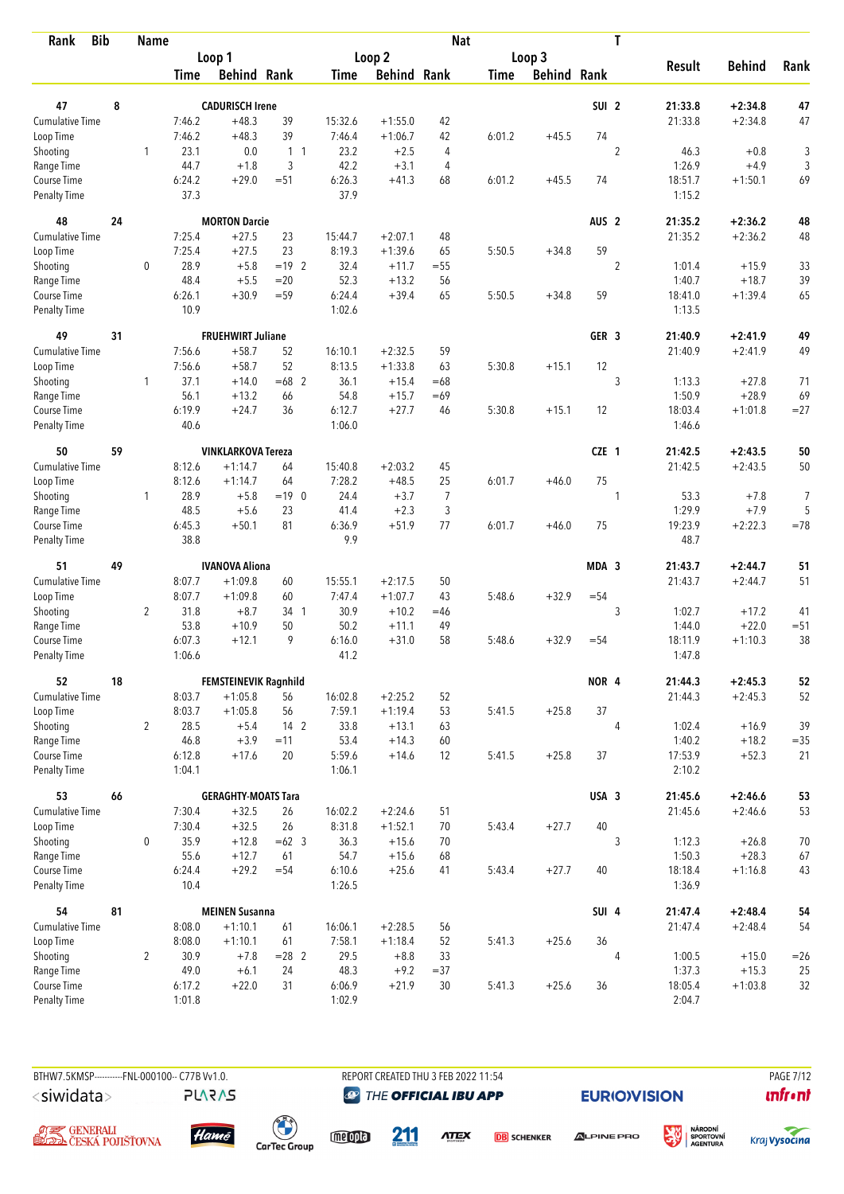| Rank | Bib | Name | | Loop 1 Time | Loop 1 Behind | Loop 1 Rank | Loop 2 Time | Loop 2 Behind | Loop 2 Rank | Loop 3 Time | Loop 3 Behind | Loop 3 Rank | Nat | T | Result | Behind | Rank |
|---|---|---|---|---|---|---|---|---|---|---|---|---|---|---|---|---|---|
| 47 | 8 | CADURISCH Irene | | | | | | | | | | | SUI | 2 | 21:33.8 | +2:34.8 | 47 |
| Cumulative Time | | | | 7:46.2 | +48.3 | 39 | 15:32.6 | +1:55.0 | 42 | | | | | | 21:33.8 | +2:34.8 | 47 |
| Loop Time | | | | 7:46.2 | +48.3 | 39 | 7:46.4 | +1:06.7 | 42 | 6:01.2 | +45.5 | 74 | | | | | |
| Shooting | | | 1 | 23.1 | 0.0 | 1 1 | 23.2 | +2.5 | 4 | | | | | 2 | 46.3 | +0.8 | 3 |
| Range Time | | | | 44.7 | +1.8 | 3 | 42.2 | +3.1 | 4 | | | | | | 1:26.9 | +4.9 | 3 |
| Course Time | | | | 6:24.2 | +29.0 | =51 | 6:26.3 | +41.3 | 68 | 6:01.2 | +45.5 | 74 | | | 18:51.7 | +1:50.1 | 69 |
| Penalty Time | | | | 37.3 | | | 37.9 | | | | | | | | 1:15.2 | | |
| 48 | 24 | MORTON Darcie | | | | | | | | | | | AUS | 2 | 21:35.2 | +2:36.2 | 48 |
| Cumulative Time | | | | 7:25.4 | +27.5 | 23 | 15:44.7 | +2:07.1 | 48 | | | | | | 21:35.2 | +2:36.2 | 48 |
| Loop Time | | | | 7:25.4 | +27.5 | 23 | 8:19.3 | +1:39.6 | 65 | 5:50.5 | +34.8 | 59 | | | | | |
| Shooting | | | 0 | 28.9 | +5.8 | =19 2 | 32.4 | +11.7 | =55 | | | | | 2 | 1:01.4 | +15.9 | 33 |
| Range Time | | | | 48.4 | +5.5 | =20 | 52.3 | +13.2 | 56 | | | | | | 1:40.7 | +18.7 | 39 |
| Course Time | | | | 6:26.1 | +30.9 | =59 | 6:24.4 | +39.4 | 65 | 5:50.5 | +34.8 | 59 | | | 18:41.0 | +1:39.4 | 65 |
| Penalty Time | | | | 10.9 | | | 1:02.6 | | | | | | | | 1:13.5 | | |
| 49 | 31 | FRUEHWIRT Juliane | | | | | | | | | | | GER | 3 | 21:40.9 | +2:41.9 | 49 |
| Cumulative Time | | | | 7:56.6 | +58.7 | 52 | 16:10.1 | +2:32.5 | 59 | | | | | | 21:40.9 | +2:41.9 | 49 |
| Loop Time | | | | 7:56.6 | +58.7 | 52 | 8:13.5 | +1:33.8 | 63 | 5:30.8 | +15.1 | 12 | | | | | |
| Shooting | | | 1 | 37.1 | +14.0 | =68 2 | 36.1 | +15.4 | =68 | | | | | 3 | 1:13.3 | +27.8 | 71 |
| Range Time | | | | 56.1 | +13.2 | 66 | 54.8 | +15.7 | =69 | | | | | | 1:50.9 | +28.9 | 69 |
| Course Time | | | | 6:19.9 | +24.7 | 36 | 6:12.7 | +27.7 | 46 | 5:30.8 | +15.1 | 12 | | | 18:03.4 | +1:01.8 | =27 |
| Penalty Time | | | | 40.6 | | | 1:06.0 | | | | | | | | 1:46.6 | | |
| 50 | 59 | VINKLARKOVA Tereza | | | | | | | | | | | CZE | 1 | 21:42.5 | +2:43.5 | 50 |
| Cumulative Time | | | | 8:12.6 | +1:14.7 | 64 | 15:40.8 | +2:03.2 | 45 | | | | | | 21:42.5 | +2:43.5 | 50 |
| Loop Time | | | | 8:12.6 | +1:14.7 | 64 | 7:28.2 | +48.5 | 25 | 6:01.7 | +46.0 | 75 | | | | | |
| Shooting | | | 1 | 28.9 | +5.8 | =19 0 | 24.4 | +3.7 | 7 | | | | | 1 | 53.3 | +7.8 | 7 |
| Range Time | | | | 48.5 | +5.6 | 23 | 41.4 | +2.3 | 3 | | | | | | 1:29.9 | +7.9 | 5 |
| Course Time | | | | 6:45.3 | +50.1 | 81 | 6:36.9 | +51.9 | 77 | 6:01.7 | +46.0 | 75 | | | 19:23.9 | +2:22.3 | =78 |
| Penalty Time | | | | 38.8 | | | 9.9 | | | | | | | | 48.7 | | |
| 51 | 49 | IVANOVA Aliona | | | | | | | | | | | MDA | 3 | 21:43.7 | +2:44.7 | 51 |
| Cumulative Time | | | | 8:07.7 | +1:09.8 | 60 | 15:55.1 | +2:17.5 | 50 | | | | | | 21:43.7 | +2:44.7 | 51 |
| Loop Time | | | | 8:07.7 | +1:09.8 | 60 | 7:47.4 | +1:07.7 | 43 | 5:48.6 | +32.9 | =54 | | | | | |
| Shooting | | | 2 | 31.8 | +8.7 | 34 1 | 30.9 | +10.2 | =46 | | | | | 3 | 1:02.7 | +17.2 | 41 |
| Range Time | | | | 53.8 | +10.9 | 50 | 50.2 | +11.1 | 49 | | | | | | 1:44.0 | +22.0 | =51 |
| Course Time | | | | 6:07.3 | +12.1 | 9 | 6:16.0 | +31.0 | 58 | 5:48.6 | +32.9 | =54 | | | 18:11.9 | +1:10.3 | 38 |
| Penalty Time | | | | 1:06.6 | | | 41.2 | | | | | | | | 1:47.8 | | |
| 52 | 18 | FEMSTEINEVIK Ragnhild | | | | | | | | | | | NOR | 4 | 21:44.3 | +2:45.3 | 52 |
| Cumulative Time | | | | 8:03.7 | +1:05.8 | 56 | 16:02.8 | +2:25.2 | 52 | | | | | | 21:44.3 | +2:45.3 | 52 |
| Loop Time | | | | 8:03.7 | +1:05.8 | 56 | 7:59.1 | +1:19.4 | 53 | 5:41.5 | +25.8 | 37 | | | | | |
| Shooting | | | 2 | 28.5 | +5.4 | 14 2 | 33.8 | +13.1 | 63 | | | | | 4 | 1:02.4 | +16.9 | 39 |
| Range Time | | | | 46.8 | +3.9 | =11 | 53.4 | +14.3 | 60 | | | | | | 1:40.2 | +18.2 | =35 |
| Course Time | | | | 6:12.8 | +17.6 | 20 | 5:59.6 | +14.6 | 12 | 5:41.5 | +25.8 | 37 | | | 17:53.9 | +52.3 | 21 |
| Penalty Time | | | | 1:04.1 | | | 1:06.1 | | | | | | | | 2:10.2 | | |
| 53 | 66 | GERAGHTY-MOATS Tara | | | | | | | | | | | USA | 3 | 21:45.6 | +2:46.6 | 53 |
| Cumulative Time | | | | 7:30.4 | +32.5 | 26 | 16:02.2 | +2:24.6 | 51 | | | | | | 21:45.6 | +2:46.6 | 53 |
| Loop Time | | | | 7:30.4 | +32.5 | 26 | 8:31.8 | +1:52.1 | 70 | 5:43.4 | +27.7 | 40 | | | | | |
| Shooting | | | 0 | 35.9 | +12.8 | =62 3 | 36.3 | +15.6 | 70 | | | | | 3 | 1:12.3 | +26.8 | 70 |
| Range Time | | | | 55.6 | +12.7 | 61 | 54.7 | +15.6 | 68 | | | | | | 1:50.3 | +28.3 | 67 |
| Course Time | | | | 6:24.4 | +29.2 | =54 | 6:10.6 | +25.6 | 41 | 5:43.4 | +27.7 | 40 | | | 18:18.4 | +1:16.8 | 43 |
| Penalty Time | | | | 10.4 | | | 1:26.5 | | | | | | | | 1:36.9 | | |
| 54 | 81 | MEINEN Susanna | | | | | | | | | | | SUI | 4 | 21:47.4 | +2:48.4 | 54 |
| Cumulative Time | | | | 8:08.0 | +1:10.1 | 61 | 16:06.1 | +2:28.5 | 56 | | | | | | 21:47.4 | +2:48.4 | 54 |
| Loop Time | | | | 8:08.0 | +1:10.1 | 61 | 7:58.1 | +1:18.4 | 52 | 5:41.3 | +25.6 | 36 | | | | | |
| Shooting | | | 2 | 30.9 | +7.8 | =28 2 | 29.5 | +8.8 | 33 | | | | | 4 | 1:00.5 | +15.0 | =26 |
| Range Time | | | | 49.0 | +6.1 | 24 | 48.3 | +9.2 | =37 | | | | | | 1:37.3 | +15.3 | 25 |
| Course Time | | | | 6:17.2 | +22.0 | 31 | 6:06.9 | +21.9 | 30 | 5:41.3 | +25.6 | 36 | | | 18:05.4 | +1:03.8 | 32 |
| Penalty Time | | | | 1:01.8 | | | 1:02.9 | | | | | | | | 2:04.7 | | |

BTHW7.5KMSP----------FNL-000100-- C77B Vv1.0. REPORT CREATED THU 3 FEB 2022 11:54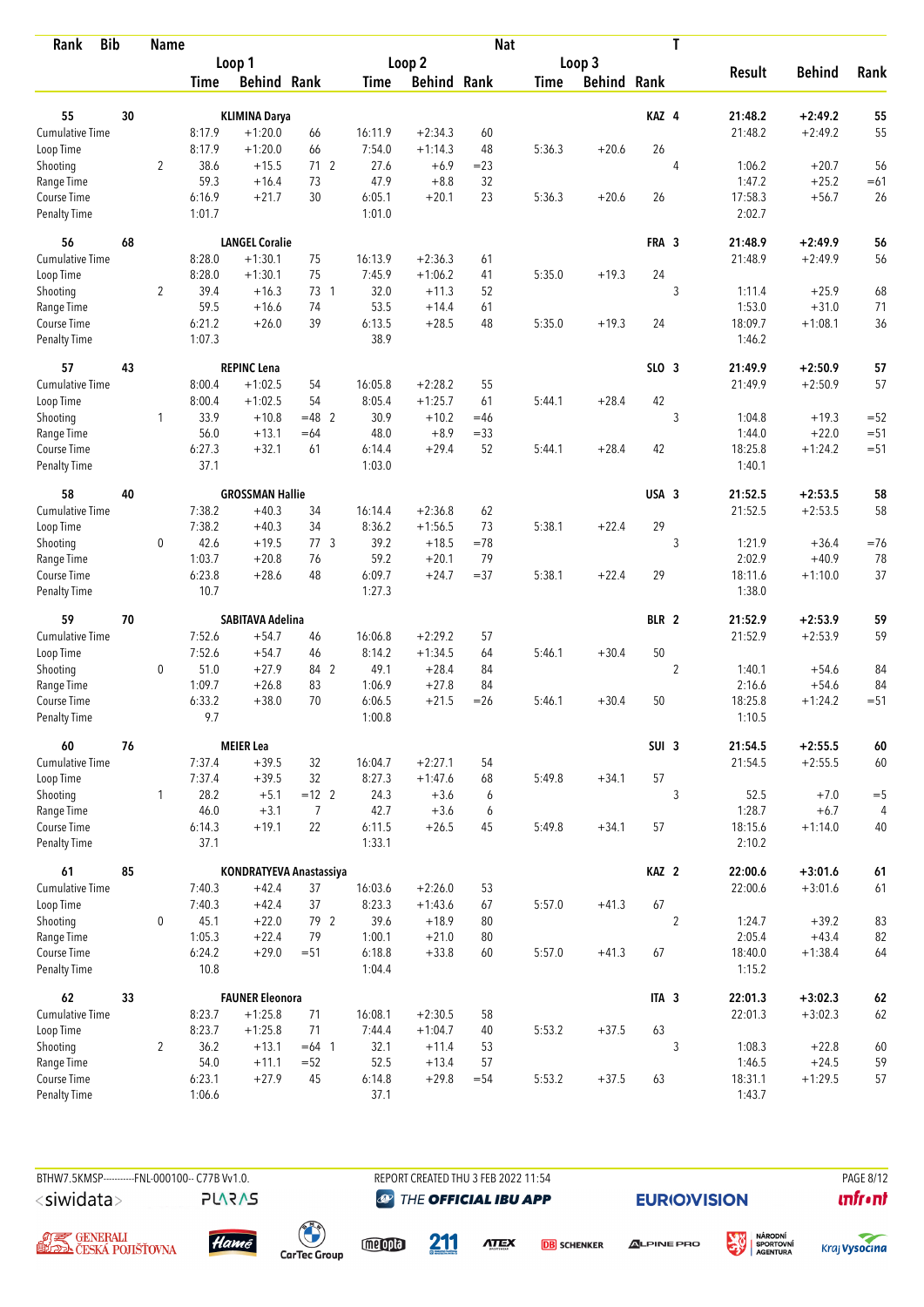| Rank | Bib | Name | Loop 1 Time | Loop 1 Behind | Loop 1 Rank | Loop 2 Time | Loop 2 Behind | Loop 2 Rank | Loop 3 Time | Loop 3 Behind | Loop 3 Rank | Nat | T | Result | Behind | Rank |
|---|---|---|---|---|---|---|---|---|---|---|---|---|---|---|---|---|
| 55 | 30 | KLIMINA Darya | | | | | | | | | | KAZ | 4 | 21:48.2 | +2:49.2 | 55 |
| Cumulative Time | | | 8:17.9 | +1:20.0 | 66 | 16:11.9 | +2:34.3 | 60 | | | | | | 21:48.2 | +2:49.2 | 55 |
| Loop Time | | | 8:17.9 | +1:20.0 | 66 | 7:54.0 | +1:14.3 | 48 | 5:36.3 | +20.6 | 26 | | | | | |
| Shooting | | 2 | 38.6 | +15.5 | 71 | 2 27.6 | +6.9 | =23 | | | | | 4 | 1:06.2 | +20.7 | 56 |
| Range Time | | | 59.3 | +16.4 | 73 | 47.9 | +8.8 | 32 | | | | | | 1:47.2 | +25.2 | =61 |
| Course Time | | | 6:16.9 | +21.7 | 30 | 6:05.1 | +20.1 | 23 | 5:36.3 | +20.6 | 26 | | | 17:58.3 | +56.7 | 26 |
| Penalty Time | | | 1:01.7 | | | 1:01.0 | | | | | | | | 2:02.7 | | |
| 56 | 68 | LANGEL Coralie | | | | | | | | | | FRA | 3 | 21:48.9 | +2:49.9 | 56 |
| Cumulative Time | | | 8:28.0 | +1:30.1 | 75 | 16:13.9 | +2:36.3 | 61 | | | | | | 21:48.9 | +2:49.9 | 56 |
| Loop Time | | | 8:28.0 | +1:30.1 | 75 | 7:45.9 | +1:06.2 | 41 | 5:35.0 | +19.3 | 24 | | | | | |
| Shooting | | 2 | 39.4 | +16.3 | 73 | 1 32.0 | +11.3 | 52 | | | | | 3 | 1:11.4 | +25.9 | 68 |
| Range Time | | | 59.5 | +16.6 | 74 | 53.5 | +14.4 | 61 | | | | | | 1:53.0 | +31.0 | 71 |
| Course Time | | | 6:21.2 | +26.0 | 39 | 6:13.5 | +28.5 | 48 | 5:35.0 | +19.3 | 24 | | | 18:09.7 | +1:08.1 | 36 |
| Penalty Time | | | 1:07.3 | | | 38.9 | | | | | | | | 1:46.2 | | |
| 57 | 43 | REPINC Lena | | | | | | | | | | SLO | 3 | 21:49.9 | +2:50.9 | 57 |
| Cumulative Time | | | 8:00.4 | +1:02.5 | 54 | 16:05.8 | +2:28.2 | 55 | | | | | | 21:49.9 | +2:50.9 | 57 |
| Loop Time | | | 8:00.4 | +1:02.5 | 54 | 8:05.4 | +1:25.7 | 61 | 5:44.1 | +28.4 | 42 | | | | | |
| Shooting | | 1 | 33.9 | +10.8 | =48 | 2 30.9 | +10.2 | =46 | | | | | 3 | 1:04.8 | +19.3 | =52 |
| Range Time | | | 56.0 | +13.1 | =64 | 48.0 | +8.9 | =33 | | | | | | 1:44.0 | +22.0 | =51 |
| Course Time | | | 6:27.3 | +32.1 | 61 | 6:14.4 | +29.4 | 52 | 5:44.1 | +28.4 | 42 | | | 18:25.8 | +1:24.2 | =51 |
| Penalty Time | | | 37.1 | | | 1:03.0 | | | | | | | | 1:40.1 | | |
| 58 | 40 | GROSSMAN Hallie | | | | | | | | | | USA | 3 | 21:52.5 | +2:53.5 | 58 |
| Cumulative Time | | | 7:38.2 | +40.3 | 34 | 16:14.4 | +2:36.8 | 62 | | | | | | 21:52.5 | +2:53.5 | 58 |
| Loop Time | | | 7:38.2 | +40.3 | 34 | 8:36.2 | +1:56.5 | 73 | 5:38.1 | +22.4 | 29 | | | | | |
| Shooting | | 0 | 42.6 | +19.5 | 77 | 3 39.2 | +18.5 | =78 | | | | | 3 | 1:21.9 | +36.4 | =76 |
| Range Time | | | 1:03.7 | +20.8 | 76 | 59.2 | +20.1 | 79 | | | | | | 2:02.9 | +40.9 | 78 |
| Course Time | | | 6:23.8 | +28.6 | 48 | 6:09.7 | +24.7 | =37 | 5:38.1 | +22.4 | 29 | | | 18:11.6 | +1:10.0 | 37 |
| Penalty Time | | | 10.7 | | | 1:27.3 | | | | | | | | 1:38.0 | | |
| 59 | 70 | SABITAVA Adelina | | | | | | | | | | BLR | 2 | 21:52.9 | +2:53.9 | 59 |
| Cumulative Time | | | 7:52.6 | +54.7 | 46 | 16:06.8 | +2:29.2 | 57 | | | | | | 21:52.9 | +2:53.9 | 59 |
| Loop Time | | | 7:52.6 | +54.7 | 46 | 8:14.2 | +1:34.5 | 64 | 5:46.1 | +30.4 | 50 | | | | | |
| Shooting | | 0 | 51.0 | +27.9 | 84 | 2 49.1 | +28.4 | 84 | | | | | 2 | 1:40.1 | +54.6 | 84 |
| Range Time | | | 1:09.7 | +26.8 | 83 | 1:06.9 | +27.8 | 84 | | | | | | 2:16.6 | +54.6 | 84 |
| Course Time | | | 6:33.2 | +38.0 | 70 | 6:06.5 | +21.5 | =26 | 5:46.1 | +30.4 | 50 | | | 18:25.8 | +1:24.2 | =51 |
| Penalty Time | | | 9.7 | | | 1:00.8 | | | | | | | | 1:10.5 | | |
| 60 | 76 | MEIER Lea | | | | | | | | | | SUI | 3 | 21:54.5 | +2:55.5 | 60 |
| Cumulative Time | | | 7:37.4 | +39.5 | 32 | 16:04.7 | +2:27.1 | 54 | | | | | | 21:54.5 | +2:55.5 | 60 |
| Loop Time | | | 7:37.4 | +39.5 | 32 | 8:27.3 | +1:47.6 | 68 | 5:49.8 | +34.1 | 57 | | | | | |
| Shooting | | 1 | 28.2 | +5.1 | =12 | 2 24.3 | +3.6 | 6 | | | | | 3 | 52.5 | +7.0 | =5 |
| Range Time | | | 46.0 | +3.1 | 7 | 42.7 | +3.6 | 6 | | | | | | 1:28.7 | +6.7 | 4 |
| Course Time | | | 6:14.3 | +19.1 | 22 | 6:11.5 | +26.5 | 45 | 5:49.8 | +34.1 | 57 | | | 18:15.6 | +1:14.0 | 40 |
| Penalty Time | | | 37.1 | | | 1:33.1 | | | | | | | | 2:10.2 | | |
| 61 | 85 | KONDRATYEVA Anastassiya | | | | | | | | | | KAZ | 2 | 22:00.6 | +3:01.6 | 61 |
| Cumulative Time | | | 7:40.3 | +42.4 | 37 | 16:03.6 | +2:26.0 | 53 | | | | | | 22:00.6 | +3:01.6 | 61 |
| Loop Time | | | 7:40.3 | +42.4 | 37 | 8:23.3 | +1:43.6 | 67 | 5:57.0 | +41.3 | 67 | | | | | |
| Shooting | | 0 | 45.1 | +22.0 | 79 | 2 39.6 | +18.9 | 80 | | | | | 2 | 1:24.7 | +39.2 | 83 |
| Range Time | | | 1:05.3 | +22.4 | 79 | 1:00.1 | +21.0 | 80 | | | | | | 2:05.4 | +43.4 | 82 |
| Course Time | | | 6:24.2 | +29.0 | =51 | 6:18.8 | +33.8 | 60 | 5:57.0 | +41.3 | 67 | | | 18:40.0 | +1:38.4 | 64 |
| Penalty Time | | | 10.8 | | | 1:04.4 | | | | | | | | 1:15.2 | | |
| 62 | 33 | FAUNER Eleonora | | | | | | | | | | ITA | 3 | 22:01.3 | +3:02.3 | 62 |
| Cumulative Time | | | 8:23.7 | +1:25.8 | 71 | 16:08.1 | +2:30.5 | 58 | | | | | | 22:01.3 | +3:02.3 | 62 |
| Loop Time | | | 8:23.7 | +1:25.8 | 71 | 7:44.4 | +1:04.7 | 40 | 5:53.2 | +37.5 | 63 | | | | | |
| Shooting | | 2 | 36.2 | +13.1 | =64 | 1 32.1 | +11.4 | 53 | | | | | 3 | 1:08.3 | +22.8 | 60 |
| Range Time | | | 54.0 | +11.1 | =52 | 52.5 | +13.4 | 57 | | | | | | 1:46.5 | +24.5 | 59 |
| Course Time | | | 6:23.1 | +27.9 | 45 | 6:14.8 | +29.8 | =54 | 5:53.2 | +37.5 | 63 | | | 18:31.1 | +1:29.5 | 57 |
| Penalty Time | | | 1:06.6 | | | 37.1 | | | | | | | | 1:43.7 | | |

BTHW7.5KMSP----------FNL-000100-- C77B Vv1.0. REPORT CREATED THU 3 FEB 2022 11:54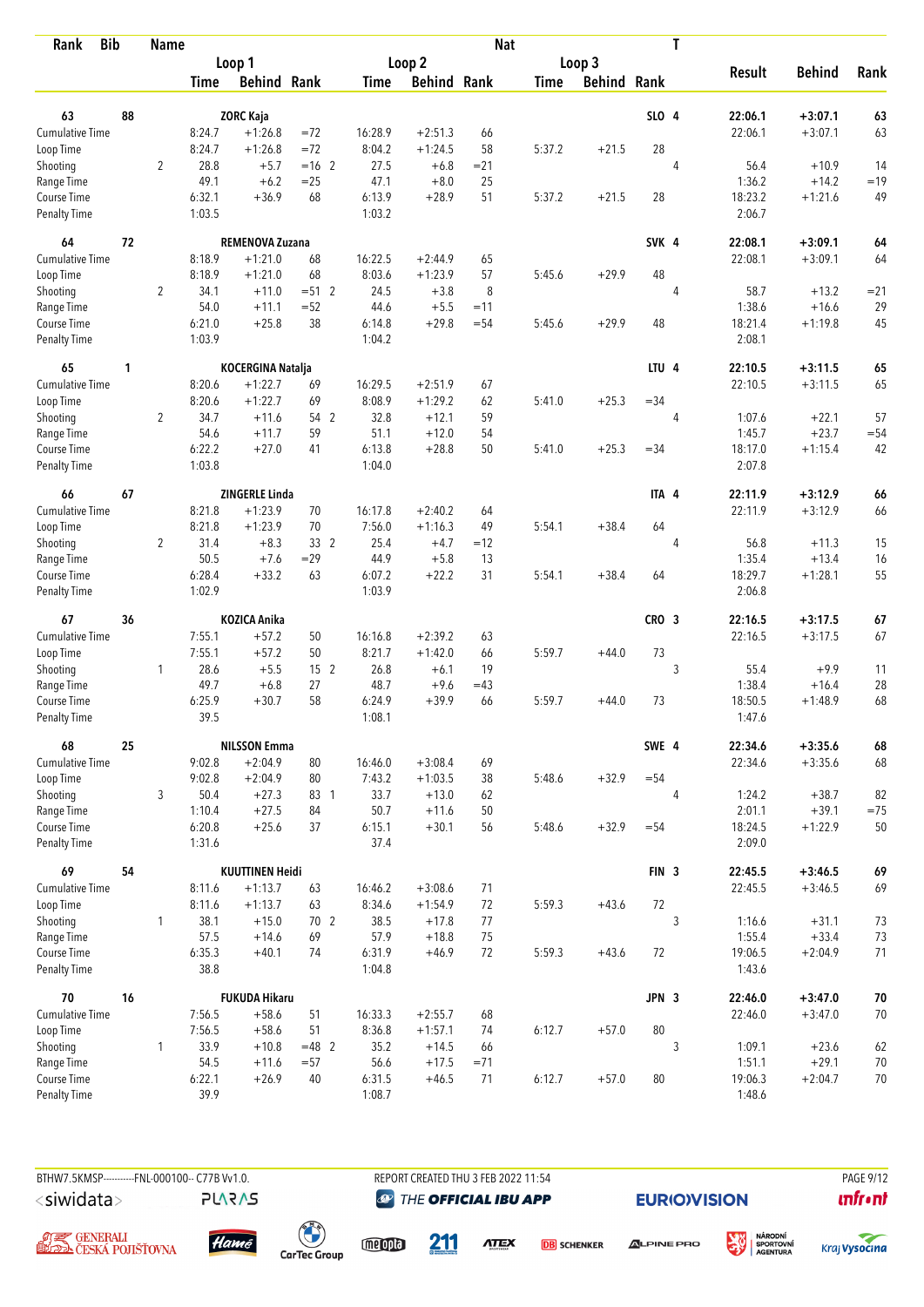| Rank | Bib | Name | | Loop 1 Time | Loop 1 Behind | Loop 1 Rank | Loop 2 Time | Loop 2 Behind | Loop 2 Rank | Loop 3 Time | Loop 3 Behind | Loop 3 Rank | Nat | T | Result | Behind | Rank |
|---|---|---|---|---|---|---|---|---|---|---|---|---|---|---|---|---|---|
| 63 | 88 | ZORC Kaja | | | | | | | | | | | SLO | 4 | 22:06.1 | +3:07.1 | 63 |
| | | Cumulative Time | | 8:24.7 | +1:26.8 | =72 | 16:28.9 | +2:51.3 | 66 | | | | | | 22:06.1 | +3:07.1 | 63 |
| | | Loop Time | | 8:24.7 | +1:26.8 | =72 | 8:04.2 | +1:24.5 | 58 | 5:37.2 | +21.5 | 28 | | | | | |
| | | Shooting | 2 | 28.8 | +5.7 | =16 2 | 27.5 | +6.8 | =21 | | | | | 4 | 56.4 | +10.9 | 14 |
| | | Range Time | | 49.1 | +6.2 | =25 | 47.1 | +8.0 | 25 | | | | | | 1:36.2 | +14.2 | =19 |
| | | Course Time | | 6:32.1 | +36.9 | 68 | 6:13.9 | +28.9 | 51 | 5:37.2 | +21.5 | 28 | | | 18:23.2 | +1:21.6 | 49 |
| | | Penalty Time | | 1:03.5 | | | 1:03.2 | | | | | | | | 2:06.7 | | |
| 64 | 72 | REMENOVA Zuzana | | | | | | | | | | | SVK | 4 | 22:08.1 | +3:09.1 | 64 |
| | | Cumulative Time | | 8:18.9 | +1:21.0 | 68 | 16:22.5 | +2:44.9 | 65 | | | | | | 22:08.1 | +3:09.1 | 64 |
| | | Loop Time | | 8:18.9 | +1:21.0 | 68 | 8:03.6 | +1:23.9 | 57 | 5:45.6 | +29.9 | 48 | | | | | |
| | | Shooting | 2 | 34.1 | +11.0 | =51 2 | 24.5 | +3.8 | 8 | | | | | 4 | 58.7 | +13.2 | =21 |
| | | Range Time | | 54.0 | +11.1 | =52 | 44.6 | +5.5 | =11 | | | | | | 1:38.6 | +16.6 | 29 |
| | | Course Time | | 6:21.0 | +25.8 | 38 | 6:14.8 | +29.8 | =54 | 5:45.6 | +29.9 | 48 | | | 18:21.4 | +1:19.8 | 45 |
| | | Penalty Time | | 1:03.9 | | | 1:04.2 | | | | | | | | 2:08.1 | | |
| 65 | 1 | KOCERGINA Natalja | | | | | | | | | | | LTU | 4 | 22:10.5 | +3:11.5 | 65 |
| | | Cumulative Time | | 8:20.6 | +1:22.7 | 69 | 16:29.5 | +2:51.9 | 67 | | | | | | 22:10.5 | +3:11.5 | 65 |
| | | Loop Time | | 8:20.6 | +1:22.7 | 69 | 8:08.9 | +1:29.2 | 62 | 5:41.0 | +25.3 | =34 | | | | | |
| | | Shooting | 2 | 34.7 | +11.6 | 54 2 | 32.8 | +12.1 | 59 | | | | | 4 | 1:07.6 | +22.1 | 57 |
| | | Range Time | | 54.6 | +11.7 | 59 | 51.1 | +12.0 | 54 | | | | | | 1:45.7 | +23.7 | =54 |
| | | Course Time | | 6:22.2 | +27.0 | 41 | 6:13.8 | +28.8 | 50 | 5:41.0 | +25.3 | =34 | | | 18:17.0 | +1:15.4 | 42 |
| | | Penalty Time | | 1:03.8 | | | 1:04.0 | | | | | | | | 2:07.8 | | |
| 66 | 67 | ZINGERLE Linda | | | | | | | | | | | ITA | 4 | 22:11.9 | +3:12.9 | 66 |
| | | Cumulative Time | | 8:21.8 | +1:23.9 | 70 | 16:17.8 | +2:40.2 | 64 | | | | | | 22:11.9 | +3:12.9 | 66 |
| | | Loop Time | | 8:21.8 | +1:23.9 | 70 | 7:56.0 | +1:16.3 | 49 | 5:54.1 | +38.4 | 64 | | | | | |
| | | Shooting | 2 | 31.4 | +8.3 | 33 2 | 25.4 | +4.7 | =12 | | | | | 4 | 56.8 | +11.3 | 15 |
| | | Range Time | | 50.5 | +7.6 | =29 | 44.9 | +5.8 | 13 | | | | | | 1:35.4 | +13.4 | 16 |
| | | Course Time | | 6:28.4 | +33.2 | 63 | 6:07.2 | +22.2 | 31 | 5:54.1 | +38.4 | 64 | | | 18:29.7 | +1:28.1 | 55 |
| | | Penalty Time | | 1:02.9 | | | 1:03.9 | | | | | | | | 2:06.8 | | |
| 67 | 36 | KOZICA Anika | | | | | | | | | | | CRO | 3 | 22:16.5 | +3:17.5 | 67 |
| | | Cumulative Time | | 7:55.1 | +57.2 | 50 | 16:16.8 | +2:39.2 | 63 | | | | | | 22:16.5 | +3:17.5 | 67 |
| | | Loop Time | | 7:55.1 | +57.2 | 50 | 8:21.7 | +1:42.0 | 66 | 5:59.7 | +44.0 | 73 | | | | | |
| | | Shooting | 1 | 28.6 | +5.5 | 15 2 | 26.8 | +6.1 | 19 | | | | | 3 | 55.4 | +9.9 | 11 |
| | | Range Time | | 49.7 | +6.8 | 27 | 48.7 | +9.6 | =43 | | | | | | 1:38.4 | +16.4 | 28 |
| | | Course Time | | 6:25.9 | +30.7 | 58 | 6:24.9 | +39.9 | 66 | 5:59.7 | +44.0 | 73 | | | 18:50.5 | +1:48.9 | 68 |
| | | Penalty Time | | 39.5 | | | 1:08.1 | | | | | | | | 1:47.6 | | |
| 68 | 25 | NILSSON Emma | | | | | | | | | | | SWE | 4 | 22:34.6 | +3:35.6 | 68 |
| | | Cumulative Time | | 9:02.8 | +2:04.9 | 80 | 16:46.0 | +3:08.4 | 69 | | | | | | 22:34.6 | +3:35.6 | 68 |
| | | Loop Time | | 9:02.8 | +2:04.9 | 80 | 7:43.2 | +1:03.5 | 38 | 5:48.6 | +32.9 | =54 | | | | | |
| | | Shooting | 3 | 50.4 | +27.3 | 83 1 | 33.7 | +13.0 | 62 | | | | | 4 | 1:24.2 | +38.7 | 82 |
| | | Range Time | | 1:10.4 | +27.5 | 84 | 50.7 | +11.6 | 50 | | | | | | 2:01.1 | +39.1 | =75 |
| | | Course Time | | 6:20.8 | +25.6 | 37 | 6:15.1 | +30.1 | 56 | 5:48.6 | +32.9 | =54 | | | 18:24.5 | +1:22.9 | 50 |
| | | Penalty Time | | 1:31.6 | | | 37.4 | | | | | | | | 2:09.0 | | |
| 69 | 54 | KUUTTINEN Heidi | | | | | | | | | | | FIN | 3 | 22:45.5 | +3:46.5 | 69 |
| | | Cumulative Time | | 8:11.6 | +1:13.7 | 63 | 16:46.2 | +3:08.6 | 71 | | | | | | 22:45.5 | +3:46.5 | 69 |
| | | Loop Time | | 8:11.6 | +1:13.7 | 63 | 8:34.6 | +1:54.9 | 72 | 5:59.3 | +43.6 | 72 | | | | | |
| | | Shooting | 1 | 38.1 | +15.0 | 70 2 | 38.5 | +17.8 | 77 | | | | | 3 | 1:16.6 | +31.1 | 73 |
| | | Range Time | | 57.5 | +14.6 | 69 | 57.9 | +18.8 | 75 | | | | | | 1:55.4 | +33.4 | 73 |
| | | Course Time | | 6:35.3 | +40.1 | 74 | 6:31.9 | +46.9 | 72 | 5:59.3 | +43.6 | 72 | | | 19:06.5 | +2:04.9 | 71 |
| | | Penalty Time | | 38.8 | | | 1:04.8 | | | | | | | | 1:43.6 | | |
| 70 | 16 | FUKUDA Hikaru | | | | | | | | | | | JPN | 3 | 22:46.0 | +3:47.0 | 70 |
| | | Cumulative Time | | 7:56.5 | +58.6 | 51 | 16:33.3 | +2:55.7 | 68 | | | | | | 22:46.0 | +3:47.0 | 70 |
| | | Loop Time | | 7:56.5 | +58.6 | 51 | 8:36.8 | +1:57.1 | 74 | 6:12.7 | +57.0 | 80 | | | | | |
| | | Shooting | 1 | 33.9 | +10.8 | =48 2 | 35.2 | +14.5 | 66 | | | | | 3 | 1:09.1 | +23.6 | 62 |
| | | Range Time | | 54.5 | +11.6 | =57 | 56.6 | +17.5 | =71 | | | | | | 1:51.1 | +29.1 | 70 |
| | | Course Time | | 6:22.1 | +26.9 | 40 | 6:31.5 | +46.5 | 71 | 6:12.7 | +57.0 | 80 | | | 19:06.3 | +2:04.7 | 70 |
| | | Penalty Time | | 39.9 | | | 1:08.7 | | | | | | | | 1:48.6 | | |

BTHW7.5KMSP----------FNL-000100-- C77B Vv1.0. REPORT CREATED THU 3 FEB 2022 11:54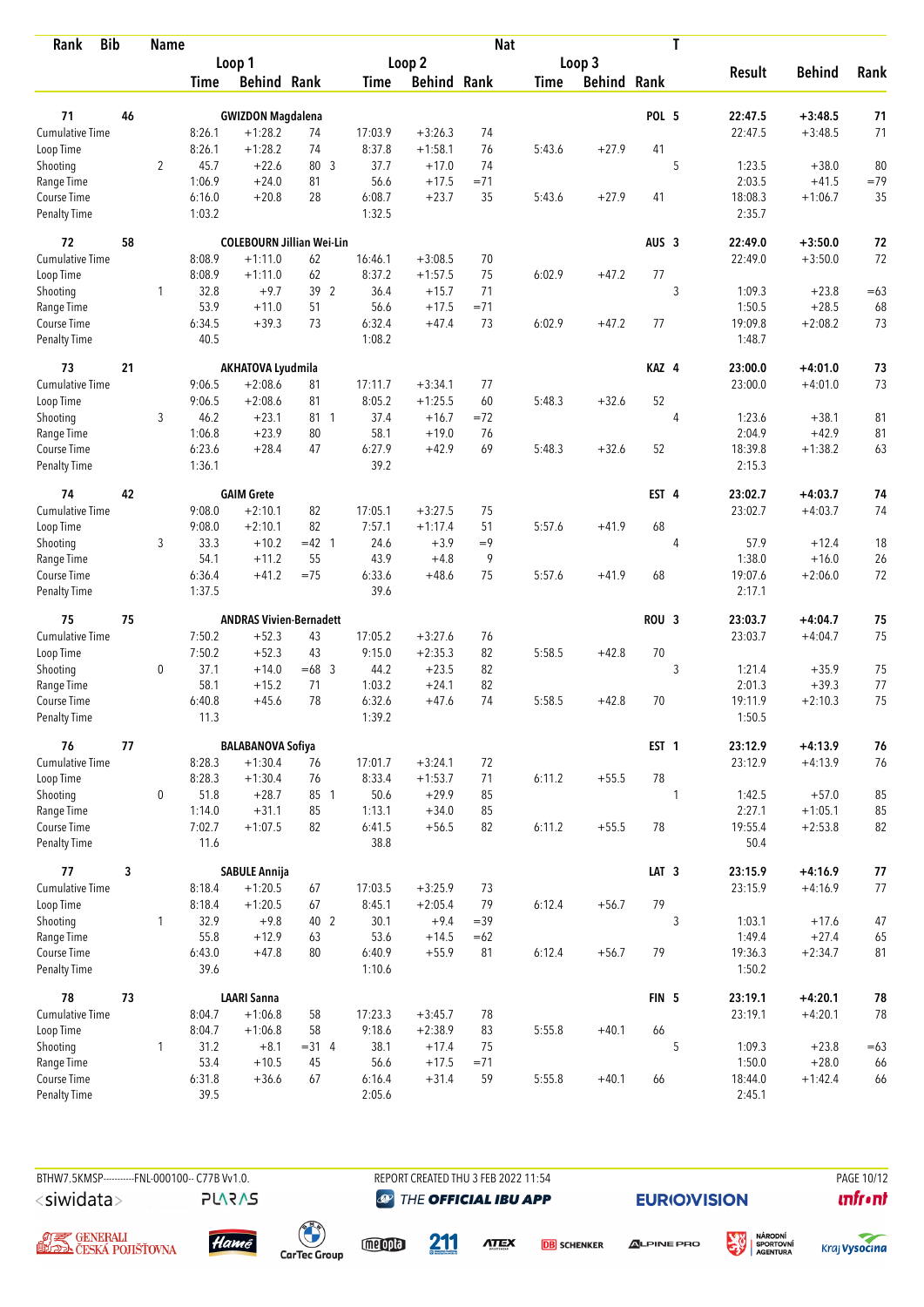| Rank | Bib | Name | | | | | | | Nat | | | | T | | | |
|---|---|---|---|---|---|---|---|---|---|---|---|---|---|---|---|---|
| | | | Loop 1 | | | Loop 2 | | | Loop 3 | | | | | Result | Behind | Rank |
| | | | Time | Behind | Rank | Time | Behind | Rank | Time | Behind | Rank | | | | | |
| **71** | **46** | **GWIZDON Magdalena** | | | | | | | | | | **POL** | **5** | **22:47.5** | **+3:48.5** | **71** |
| Cumulative Time | | | 8:26.1 | +1:28.2 | 74 | 17:03.9 | +3:26.3 | 74 | | | | | | 22:47.5 | +3:48.5 | 71 |
| Loop Time | | | 8:26.1 | +1:28.2 | 74 | 8:37.8 | +1:58.1 | 76 | 5:43.6 | +27.9 | 41 | | | | | |
| Shooting | | 2 | 45.7 | +22.6 | 80 3 | 37.7 | +17.0 | 74 | | | | | 5 | 1:23.5 | +38.0 | 80 |
| Range Time | | | 1:06.9 | +24.0 | 81 | 56.6 | +17.5 | =71 | | | | | | 2:03.5 | +41.5 | =79 |
| Course Time | | | 6:16.0 | +20.8 | 28 | 6:08.7 | +23.7 | 35 | 5:43.6 | +27.9 | 41 | | | 18:08.3 | +1:06.7 | 35 |
| Penalty Time | | | 1:03.2 | | | 1:32.5 | | | | | | | | 2:35.7 | | |
| **72** | **58** | **COLEBOURN Jillian Wei-Lin** | | | | | | | | | | **AUS** | **3** | **22:49.0** | **+3:50.0** | **72** |
| Cumulative Time | | | 8:08.9 | +1:11.0 | 62 | 16:46.1 | +3:08.5 | 70 | | | | | | 22:49.0 | +3:50.0 | 72 |
| Loop Time | | | 8:08.9 | +1:11.0 | 62 | 8:37.2 | +1:57.5 | 75 | 6:02.9 | +47.2 | 77 | | | | | |
| Shooting | | 1 | 32.8 | +9.7 | 39 2 | 36.4 | +15.7 | 71 | | | | | 3 | 1:09.3 | +23.8 | =63 |
| Range Time | | | 53.9 | +11.0 | 51 | 56.6 | +17.5 | =71 | | | | | | 1:50.5 | +28.5 | 68 |
| Course Time | | | 6:34.5 | +39.3 | 73 | 6:32.4 | +47.4 | 73 | 6:02.9 | +47.2 | 77 | | | 19:09.8 | +2:08.2 | 73 |
| Penalty Time | | | 40.5 | | | 1:08.2 | | | | | | | | 1:48.7 | | |
| **73** | **21** | **AKHATOVA Lyudmila** | | | | | | | | | | **KAZ** | **4** | **23:00.0** | **+4:01.0** | **73** |
| Cumulative Time | | | 9:06.5 | +2:08.6 | 81 | 17:11.7 | +3:34.1 | 77 | | | | | | 23:00.0 | +4:01.0 | 73 |
| Loop Time | | | 9:06.5 | +2:08.6 | 81 | 8:05.2 | +1:25.5 | 60 | 5:48.3 | +32.6 | 52 | | | | | |
| Shooting | | 3 | 46.2 | +23.1 | 81 1 | 37.4 | +16.7 | =72 | | | | | 4 | 1:23.6 | +38.1 | 81 |
| Range Time | | | 1:06.8 | +23.9 | 80 | 58.1 | +19.0 | 76 | | | | | | 2:04.9 | +42.9 | 81 |
| Course Time | | | 6:23.6 | +28.4 | 47 | 6:27.9 | +42.9 | 69 | 5:48.3 | +32.6 | 52 | | | 18:39.8 | +1:38.2 | 63 |
| Penalty Time | | | 1:36.1 | | | 39.2 | | | | | | | | 2:15.3 | | |
| **74** | **42** | **GAIM Grete** | | | | | | | | | | **EST** | **4** | **23:02.7** | **+4:03.7** | **74** |
| Cumulative Time | | | 9:08.0 | +2:10.1 | 82 | 17:05.1 | +3:27.5 | 75 | | | | | | 23:02.7 | +4:03.7 | 74 |
| Loop Time | | | 9:08.0 | +2:10.1 | 82 | 7:57.1 | +1:17.4 | 51 | 5:57.6 | +41.9 | 68 | | | | | |
| Shooting | | 3 | 33.3 | +10.2 | =42 1 | 24.6 | +3.9 | =9 | | | | | 4 | 57.9 | +12.4 | 18 |
| Range Time | | | 54.1 | +11.2 | 55 | 43.9 | +4.8 | 9 | | | | | | 1:38.0 | +16.0 | 26 |
| Course Time | | | 6:36.4 | +41.2 | =75 | 6:33.6 | +48.6 | 75 | 5:57.6 | +41.9 | 68 | | | 19:07.6 | +2:06.0 | 72 |
| Penalty Time | | | 1:37.5 | | | 39.6 | | | | | | | | 2:17.1 | | |
| **75** | **75** | **ANDRAS Vivien-Bernadett** | | | | | | | | | | **ROU** | **3** | **23:03.7** | **+4:04.7** | **75** |
| Cumulative Time | | | 7:50.2 | +52.3 | 43 | 17:05.2 | +3:27.6 | 76 | | | | | | 23:03.7 | +4:04.7 | 75 |
| Loop Time | | | 7:50.2 | +52.3 | 43 | 9:15.0 | +2:35.3 | 82 | 5:58.5 | +42.8 | 70 | | | | | |
| Shooting | | 0 | 37.1 | +14.0 | =68 3 | 44.2 | +23.5 | 82 | | | | | 3 | 1:21.4 | +35.9 | 75 |
| Range Time | | | 58.1 | +15.2 | 71 | 1:03.2 | +24.1 | 82 | | | | | | 2:01.3 | +39.3 | 77 |
| Course Time | | | 6:40.8 | +45.6 | 78 | 6:32.6 | +47.6 | 74 | 5:58.5 | +42.8 | 70 | | | 19:11.9 | +2:10.3 | 75 |
| Penalty Time | | | 11.3 | | | 1:39.2 | | | | | | | | 1:50.5 | | |
| **76** | **77** | **BALABANOVA Sofiya** | | | | | | | | | | **EST** | **1** | **23:12.9** | **+4:13.9** | **76** |
| Cumulative Time | | | 8:28.3 | +1:30.4 | 76 | 17:01.7 | +3:24.1 | 72 | | | | | | 23:12.9 | +4:13.9 | 76 |
| Loop Time | | | 8:28.3 | +1:30.4 | 76 | 8:33.4 | +1:53.7 | 71 | 6:11.2 | +55.5 | 78 | | | | | |
| Shooting | | 0 | 51.8 | +28.7 | 85 1 | 50.6 | +29.9 | 85 | | | | | 1 | 1:42.5 | +57.0 | 85 |
| Range Time | | | 1:14.0 | +31.1 | 85 | 1:13.1 | +34.0 | 85 | | | | | | 2:27.1 | +1:05.1 | 85 |
| Course Time | | | 7:02.7 | +1:07.5 | 82 | 6:41.5 | +56.5 | 82 | 6:11.2 | +55.5 | 78 | | | 19:55.4 | +2:53.8 | 82 |
| Penalty Time | | | 11.6 | | | 38.8 | | | | | | | | 50.4 | | |
| **77** | **3** | **SABULE Annija** | | | | | | | | | | **LAT** | **3** | **23:15.9** | **+4:16.9** | **77** |
| Cumulative Time | | | 8:18.4 | +1:20.5 | 67 | 17:03.5 | +3:25.9 | 73 | | | | | | 23:15.9 | +4:16.9 | 77 |
| Loop Time | | | 8:18.4 | +1:20.5 | 67 | 8:45.1 | +2:05.4 | 79 | 6:12.4 | +56.7 | 79 | | | | | |
| Shooting | | 1 | 32.9 | +9.8 | 40 2 | 30.1 | +9.4 | =39 | | | | | 3 | 1:03.1 | +17.6 | 47 |
| Range Time | | | 55.8 | +12.9 | 63 | 53.6 | +14.5 | =62 | | | | | | 1:49.4 | +27.4 | 65 |
| Course Time | | | 6:43.0 | +47.8 | 80 | 6:40.9 | +55.9 | 81 | 6:12.4 | +56.7 | 79 | | | 19:36.3 | +2:34.7 | 81 |
| Penalty Time | | | 39.6 | | | 1:10.6 | | | | | | | | 1:50.2 | | |
| **78** | **73** | **LAARI Sanna** | | | | | | | | | | **FIN** | **5** | **23:19.1** | **+4:20.1** | **78** |
| Cumulative Time | | | 8:04.7 | +1:06.8 | 58 | 17:23.3 | +3:45.7 | 78 | | | | | | 23:19.1 | +4:20.1 | 78 |
| Loop Time | | | 8:04.7 | +1:06.8 | 58 | 9:18.6 | +2:38.9 | 83 | 5:55.8 | +40.1 | 66 | | | | | |
| Shooting | | 1 | 31.2 | +8.1 | =31 4 | 38.1 | +17.4 | 75 | | | | | 5 | 1:09.3 | +23.8 | =63 |
| Range Time | | | 53.4 | +10.5 | 45 | 56.6 | +17.5 | =71 | | | | | | 1:50.0 | +28.0 | 66 |
| Course Time | | | 6:31.8 | +36.6 | 67 | 6:16.4 | +31.4 | 59 | 5:55.8 | +40.1 | 66 | | | 18:44.0 | +1:42.4 | 66 |
| Penalty Time | | | 39.5 | | | 2:05.6 | | | | | | | | 2:45.1 | | |

BTHW7.5KMSP-----------FNL-000100-- C77B Vv1.0. REPORT CREATED THU 3 FEB 2022 11:54 PAGE 10/12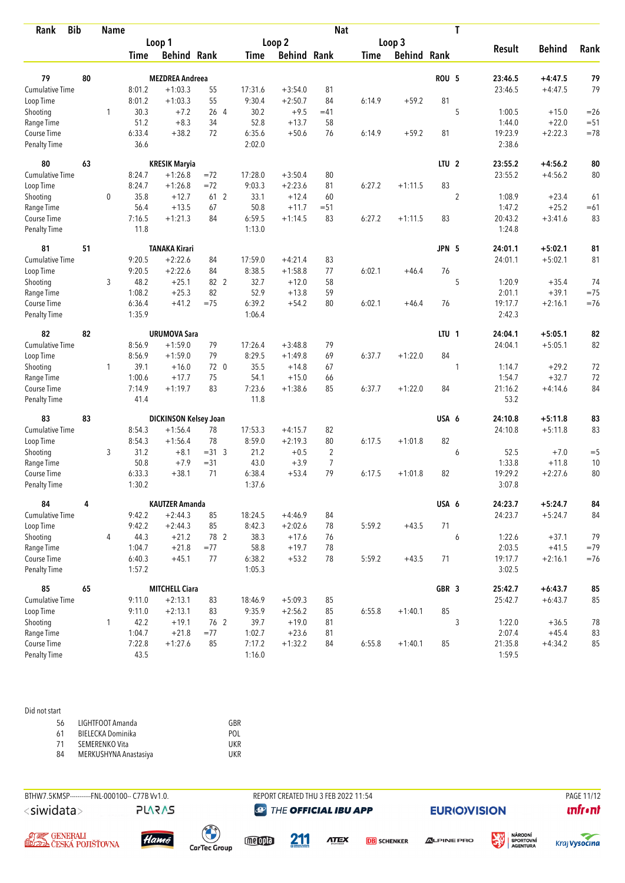| Rank | Bib | Name | | | | | | | | Nat | | T | | | |
|---|---|---|---|---|---|---|---|---|---|---|---|---|---|---|---|
| | | | Loop 1 | | | Loop 2 | | | Loop 3 | | | | Result | Behind | Rank |
| | | | Time | Behind | Rank | Time | Behind | Rank | Time | Behind | Rank | | | | |
| **79** | **80** | **MEZDREA Andreea** | | | | | | | | | **ROU** | **5** | **23:46.5** | **+4:47.5** | **79** |
| Cumulative Time | | | 8:01.2 | +1:03.3 | 55 | 17:31.6 | +3:54.0 | 81 | | | | | 23:46.5 | +4:47.5 | 79 |
| Loop Time | | | 8:01.2 | +1:03.3 | 55 | 9:30.4 | +2:50.7 | 84 | 6:14.9 | +59.2 | 81 | | | | |
| Shooting | | 1 | 30.3 | +7.2 | 26 4 | 30.2 | +9.5 | =41 | | | | 5 | 1:00.5 | +15.0 | =26 |
| Range Time | | | 51.2 | +8.3 | 34 | 52.8 | +13.7 | 58 | | | | | 1:44.0 | +22.0 | =51 |
| Course Time | | | 6:33.4 | +38.2 | 72 | 6:35.6 | +50.6 | 76 | 6:14.9 | +59.2 | 81 | | 19:23.9 | +2:22.3 | =78 |
| Penalty Time | | | 36.6 | | | 2:02.0 | | | | | | | 2:38.6 | | |
| **80** | **63** | **KRESIK Maryia** | | | | | | | | | **LTU** | **2** | **23:55.2** | **+4:56.2** | **80** |
| Cumulative Time | | | 8:24.7 | +1:26.8 | =72 | 17:28.0 | +3:50.4 | 80 | | | | | 23:55.2 | +4:56.2 | 80 |
| Loop Time | | | 8:24.7 | +1:26.8 | =72 | 9:03.3 | +2:23.6 | 81 | 6:27.2 | +1:11.5 | 83 | | | | |
| Shooting | | 0 | 35.8 | +12.7 | 61 2 | 33.1 | +12.4 | 60 | | | | 2 | 1:08.9 | +23.4 | 61 |
| Range Time | | | 56.4 | +13.5 | 67 | 50.8 | +11.7 | =51 | | | | | 1:47.2 | +25.2 | =61 |
| Course Time | | | 7:16.5 | +1:21.3 | 84 | 6:59.5 | +1:14.5 | 83 | 6:27.2 | +1:11.5 | 83 | | 20:43.2 | +3:41.6 | 83 |
| Penalty Time | | | 11.8 | | | 1:13.0 | | | | | | | 1:24.8 | | |
| **81** | **51** | **TANAKA Kirari** | | | | | | | | | **JPN** | **5** | **24:01.1** | **+5:02.1** | **81** |
| Cumulative Time | | | 9:20.5 | +2:22.6 | 84 | 17:59.0 | +4:21.4 | 83 | | | | | 24:01.1 | +5:02.1 | 81 |
| Loop Time | | | 9:20.5 | +2:22.6 | 84 | 8:38.5 | +1:58.8 | 77 | 6:02.1 | +46.4 | 76 | | | | |
| Shooting | | 3 | 48.2 | +25.1 | 82 2 | 32.7 | +12.0 | 58 | | | | 5 | 1:20.9 | +35.4 | 74 |
| Range Time | | | 1:08.2 | +25.3 | 82 | 52.9 | +13.8 | 59 | | | | | 2:01.1 | +39.1 | =75 |
| Course Time | | | 6:36.4 | +41.2 | =75 | 6:39.2 | +54.2 | 80 | 6:02.1 | +46.4 | 76 | | 19:17.7 | +2:16.1 | =76 |
| Penalty Time | | | 1:35.9 | | | 1:06.4 | | | | | | | 2:42.3 | | |
| **82** | **82** | **URUMOVA Sara** | | | | | | | | | **LTU** | **1** | **24:04.1** | **+5:05.1** | **82** |
| Cumulative Time | | | 8:56.9 | +1:59.0 | 79 | 17:26.4 | +3:48.8 | 79 | | | | | 24:04.1 | +5:05.1 | 82 |
| Loop Time | | | 8:56.9 | +1:59.0 | 79 | 8:29.5 | +1:49.8 | 69 | 6:37.7 | +1:22.0 | 84 | | | | |
| Shooting | | 1 | 39.1 | +16.0 | 72 0 | 35.5 | +14.8 | 67 | | | | 1 | 1:14.7 | +29.2 | 72 |
| Range Time | | | 1:00.6 | +17.7 | 75 | 54.1 | +15.0 | 66 | | | | | 1:54.7 | +32.7 | 72 |
| Course Time | | | 7:14.9 | +1:19.7 | 83 | 7:23.6 | +1:38.6 | 85 | 6:37.7 | +1:22.0 | 84 | | 21:16.2 | +4:14.6 | 84 |
| Penalty Time | | | 41.4 | | | 11.8 | | | | | | | 53.2 | | |
| **83** | **83** | **DICKINSON Kelsey Joan** | | | | | | | | | **USA** | **6** | **24:10.8** | **+5:11.8** | **83** |
| Cumulative Time | | | 8:54.3 | +1:56.4 | 78 | 17:53.3 | +4:15.7 | 82 | | | | | 24:10.8 | +5:11.8 | 83 |
| Loop Time | | | 8:54.3 | +1:56.4 | 78 | 8:59.0 | +2:19.3 | 80 | 6:17.5 | +1:01.8 | 82 | | | | |
| Shooting | | 3 | 31.2 | +8.1 | =31 3 | 21.2 | +0.5 | 2 | | | | 6 | 52.5 | +7.0 | =5 |
| Range Time | | | 50.8 | +7.9 | =31 | 43.0 | +3.9 | 7 | | | | | 1:33.8 | +11.8 | 10 |
| Course Time | | | 6:33.3 | +38.1 | 71 | 6:38.4 | +53.4 | 79 | 6:17.5 | +1:01.8 | 82 | | 19:29.2 | +2:27.6 | 80 |
| Penalty Time | | | 1:30.2 | | | 1:37.6 | | | | | | | 3:07.8 | | |
| **84** | **4** | **KAUTZER Amanda** | | | | | | | | | **USA** | **6** | **24:23.7** | **+5:24.7** | **84** |
| Cumulative Time | | | 9:42.2 | +2:44.3 | 85 | 18:24.5 | +4:46.9 | 84 | | | | | 24:23.7 | +5:24.7 | 84 |
| Loop Time | | | 9:42.2 | +2:44.3 | 85 | 8:42.3 | +2:02.6 | 78 | 5:59.2 | +43.5 | 71 | | | | |
| Shooting | | 4 | 44.3 | +21.2 | 78 2 | 38.3 | +17.6 | 76 | | | | 6 | 1:22.6 | +37.1 | 79 |
| Range Time | | | 1:04.7 | +21.8 | =77 | 58.8 | +19.7 | 78 | | | | | 2:03.5 | +41.5 | =79 |
| Course Time | | | 6:40.3 | +45.1 | 77 | 6:38.2 | +53.2 | 78 | 5:59.2 | +43.5 | 71 | | 19:17.7 | +2:16.1 | =76 |
| Penalty Time | | | 1:57.2 | | | 1:05.3 | | | | | | | 3:02.5 | | |
| **85** | **65** | **MITCHELL Ciara** | | | | | | | | | **GBR** | **3** | **25:42.7** | **+6:43.7** | **85** |
| Cumulative Time | | | 9:11.0 | +2:13.1 | 83 | 18:46.9 | +5:09.3 | 85 | | | | | 25:42.7 | +6:43.7 | 85 |
| Loop Time | | | 9:11.0 | +2:13.1 | 83 | 9:35.9 | +2:56.2 | 85 | 6:55.8 | +1:40.1 | 85 | | | | |
| Shooting | | 1 | 42.2 | +19.1 | 76 2 | 39.7 | +19.0 | 81 | | | | 3 | 1:22.0 | +36.5 | 78 |
| Range Time | | | 1:04.7 | +21.8 | =77 | 1:02.7 | +23.6 | 81 | | | | | 2:07.4 | +45.4 | 83 |
| Course Time | | | 7:22.8 | +1:27.6 | 85 | 7:17.2 | +1:32.2 | 84 | 6:55.8 | +1:40.1 | 85 | | 21:35.8 | +4:34.2 | 85 |
| Penalty Time | | | 43.5 | | | 1:16.0 | | | | | | | 1:59.5 | | |

Did not start

| Bib | Name | Nat |
|---|---|---|
| 56 | LIGHTFOOT Amanda | GBR |
| 61 | BIELECKA Dominika | POL |
| 71 | SEMERENKO Vita | UKR |
| 84 | MERKUSHYNA Anastasiya | UKR |

BTHW7.5KMSP----------FNL-000100-- C77B Vv1.0. REPORT CREATED THU 3 FEB 2022 11:54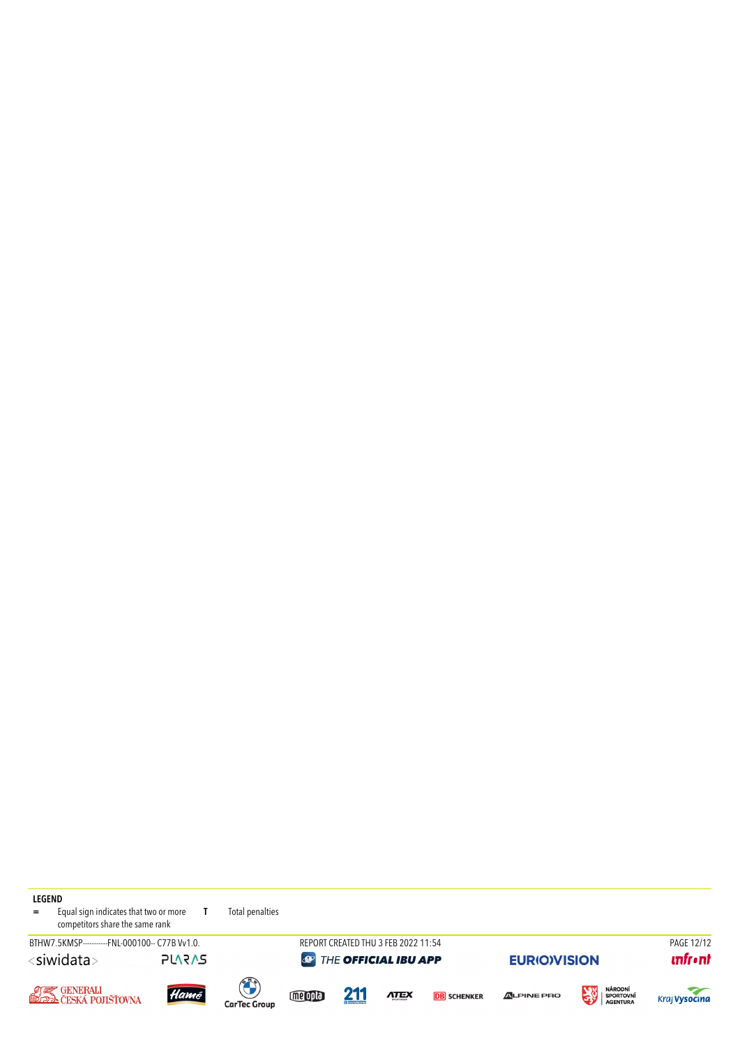**LEGEND**

| | | | |
|---|---|---|---|
| = | Equal sign indicates that two or more competitors share the same rank | T | Total penalties |